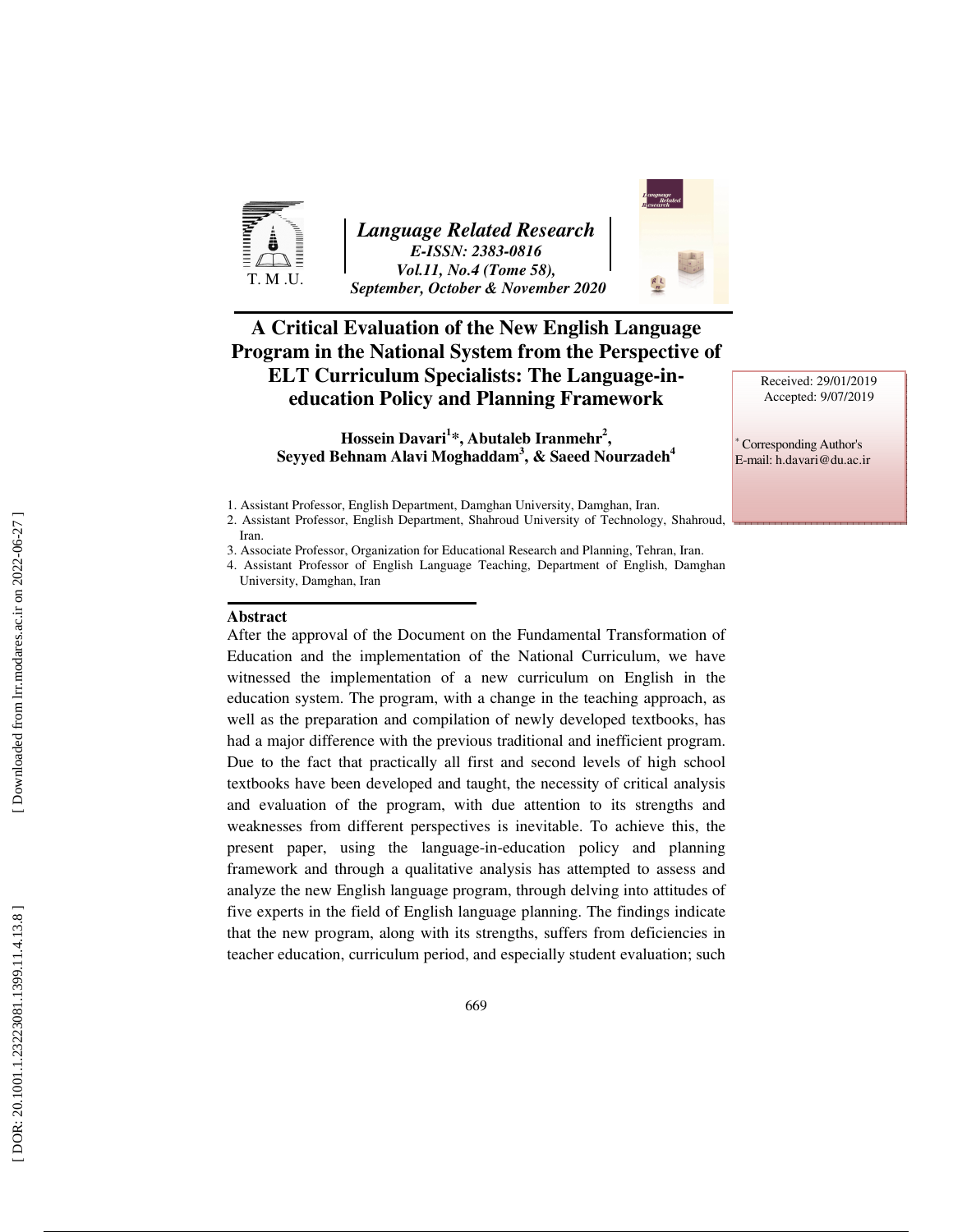*Language Related Research*
*E-ISSN: 2383-0816*
*Vol.11, No.4 (Tome 58),*
*September, October & November 2020*

# A Critical Evaluation of the New English Language Program in the National System from the Perspective of ELT Curriculum Specialists: The Language-in-education Policy and Planning Framework

**Hossein Davari[1]*, Abutaleb Iranmehr[2], Seyyed Behnam Alavi Moghaddam[3], & Saeed Nourzadeh[4]**

Received: 29/01/2019
Accepted: 9/07/2019

* Corresponding Author's E-mail: h.davari@du.ac.ir

1. Assistant Professor, English Department, Damghan University, Damghan, Iran.
2. Assistant Professor, English Department, Shahroud University of Technology, Shahroud, Iran.
3. Associate Professor, Organization for Educational Research and Planning, Tehran, Iran.
4. Assistant Professor of English Language Teaching, Department of English, Damghan University, Damghan, Iran

## Abstract

After the approval of the Document on the Fundamental Transformation of Education and the implementation of the National Curriculum, we have witnessed the implementation of a new curriculum on English in the education system. The program, with a change in the teaching approach, as well as the preparation and compilation of newly developed textbooks, has had a major difference with the previous traditional and inefficient program. Due to the fact that practically all first and second levels of high school textbooks have been developed and taught, the necessity of critical analysis and evaluation of the program, with due attention to its strengths and weaknesses from different perspectives is inevitable. To achieve this, the present paper, using the language-in-education policy and planning framework and through a qualitative analysis has attempted to assess and analyze the new English language program, through delving into attitudes of five experts in the field of English language planning. The findings indicate that the new program, along with its strengths, suffers from deficiencies in teacher education, curriculum period, and especially student evaluation; such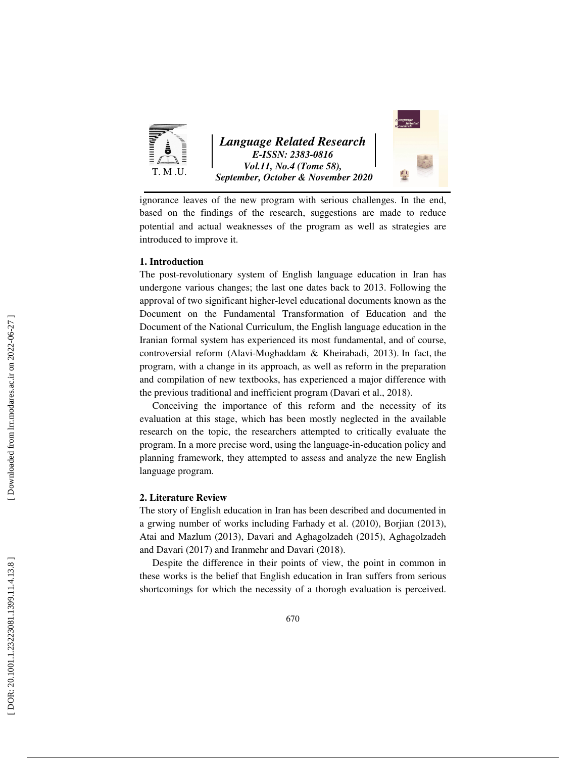ignorance leaves of the new program with serious challenges. In the end, based on the findings of the research, suggestions are made to reduce potential and actual weaknesses of the program as well as strategies are introduced to improve it.

## 1. Introduction

The post-revolutionary system of English language education in Iran has undergone various changes; the last one dates back to 2013. Following the approval of two significant higher-level educational documents known as the Document on the Fundamental Transformation of Education and the Document of the National Curriculum, the English language education in the Iranian formal system has experienced its most fundamental, and of course, controversial reform (Alavi-Moghaddam & Kheirabadi, 2013). In fact, the program, with a change in its approach, as well as reform in the preparation and compilation of new textbooks, has experienced a major difference with the previous traditional and inefficient program (Davari et al., 2018).

Conceiving the importance of this reform and the necessity of its evaluation at this stage, which has been mostly neglected in the available research on the topic, the researchers attempted to critically evaluate the program. In a more precise word, using the language-in-education policy and planning framework, they attempted to assess and analyze the new English language program.

## 2. Literature Review

The story of English education in Iran has been described and documented in a grwing number of works including Farhady et al. (2010), Borjian (2013), Atai and Mazlum (2013), Davari and Aghagolzadeh (2015), Aghagolzadeh and Davari (2017) and Iranmehr and Davari (2018).

Despite the difference in their points of view, the point in common in these works is the belief that English education in Iran suffers from serious shortcomings for which the necessity of a thorogh evaluation is perceived.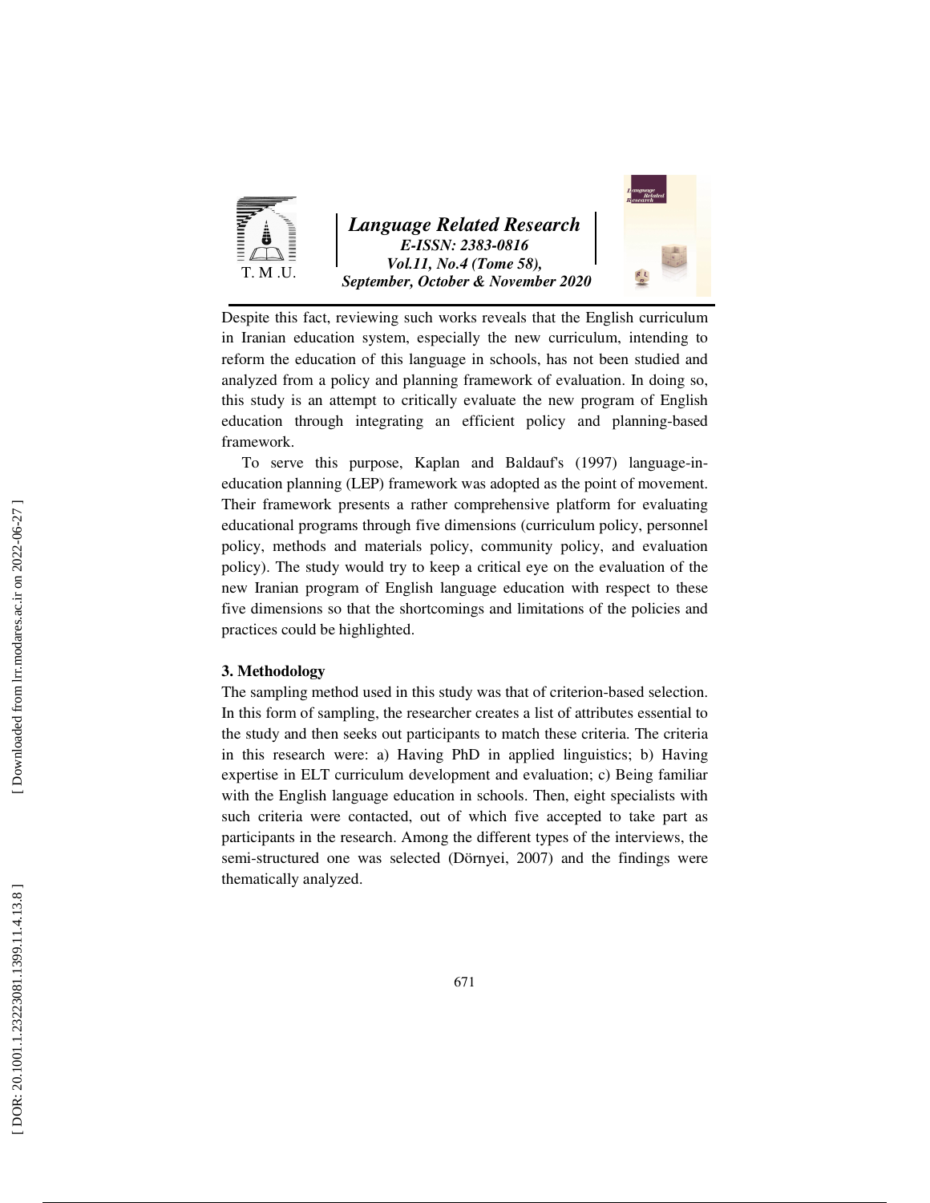Despite this fact, reviewing such works reveals that the English curriculum in Iranian education system, especially the new curriculum, intending to reform the education of this language in schools, has not been studied and analyzed from a policy and planning framework of evaluation. In doing so, this study is an attempt to critically evaluate the new program of English education through integrating an efficient policy and planning-based framework.

To serve this purpose, Kaplan and Baldauf's (1997) language-in-education planning (LEP) framework was adopted as the point of movement. Their framework presents a rather comprehensive platform for evaluating educational programs through five dimensions (curriculum policy, personnel policy, methods and materials policy, community policy, and evaluation policy). The study would try to keep a critical eye on the evaluation of the new Iranian program of English language education with respect to these five dimensions so that the shortcomings and limitations of the policies and practices could be highlighted.

## 3. Methodology

The sampling method used in this study was that of criterion-based selection. In this form of sampling, the researcher creates a list of attributes essential to the study and then seeks out participants to match these criteria. The criteria in this research were: a) Having PhD in applied linguistics; b) Having expertise in ELT curriculum development and evaluation; c) Being familiar with the English language education in schools. Then, eight specialists with such criteria were contacted, out of which five accepted to take part as participants in the research. Among the different types of the interviews, the semi-structured one was selected (Dörnyei, 2007) and the findings were thematically analyzed.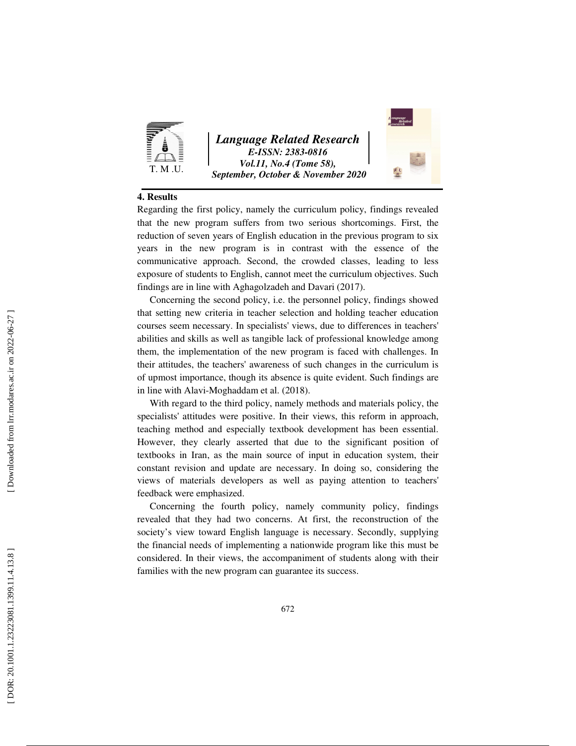## 4. Results

Regarding the first policy, namely the curriculum policy, findings revealed that the new program suffers from two serious shortcomings. First, the reduction of seven years of English education in the previous program to six years in the new program is in contrast with the essence of the communicative approach. Second, the crowded classes, leading to less exposure of students to English, cannot meet the curriculum objectives. Such findings are in line with Aghagolzadeh and Davari (2017).

Concerning the second policy, i.e. the personnel policy, findings showed that setting new criteria in teacher selection and holding teacher education courses seem necessary. In specialists' views, due to differences in teachers' abilities and skills as well as tangible lack of professional knowledge among them, the implementation of the new program is faced with challenges. In their attitudes, the teachers' awareness of such changes in the curriculum is of upmost importance, though its absence is quite evident. Such findings are in line with Alavi-Moghaddam et al. (2018).

With regard to the third policy, namely methods and materials policy, the specialists' attitudes were positive. In their views, this reform in approach, teaching method and especially textbook development has been essential. However, they clearly asserted that due to the significant position of textbooks in Iran, as the main source of input in education system, their constant revision and update are necessary. In doing so, considering the views of materials developers as well as paying attention to teachers' feedback were emphasized.

Concerning the fourth policy, namely community policy, findings revealed that they had two concerns. At first, the reconstruction of the society's view toward English language is necessary. Secondly, supplying the financial needs of implementing a nationwide program like this must be considered. In their views, the accompaniment of students along with their families with the new program can guarantee its success.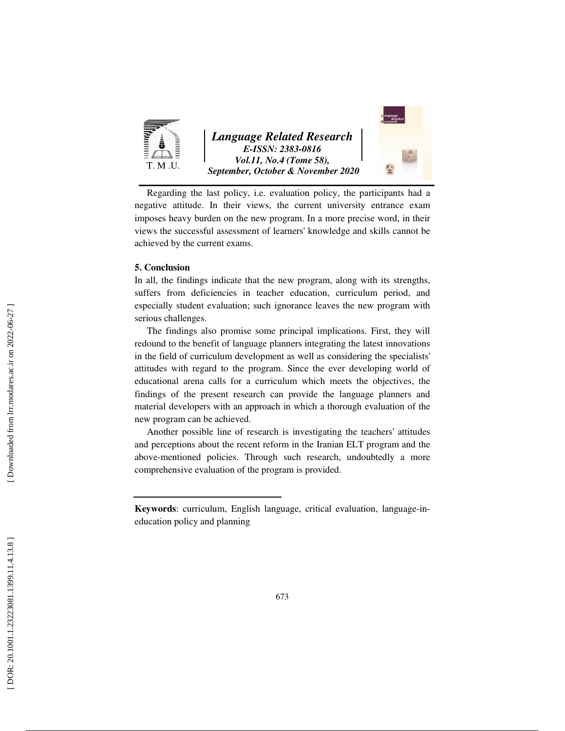Regarding the last policy, i.e. evaluation policy, the participants had a negative attitude. In their views, the current university entrance exam imposes heavy burden on the new program. In a more precise word, in their views the successful assessment of learners' knowledge and skills cannot be achieved by the current exams.

## 5. Conclusion

In all, the findings indicate that the new program, along with its strengths, suffers from deficiencies in teacher education, curriculum period, and especially student evaluation; such ignorance leaves the new program with serious challenges.

The findings also promise some principal implications. First, they will redound to the benefit of language planners integrating the latest innovations in the field of curriculum development as well as considering the specialists' attitudes with regard to the program. Since the ever developing world of educational arena calls for a curriculum which meets the objectives, the findings of the present research can provide the language planners and material developers with an approach in which a thorough evaluation of the new program can be achieved.

Another possible line of research is investigating the teachers' attitudes and perceptions about the recent reform in the Iranian ELT program and the above-mentioned policies. Through such research, undoubtedly a more comprehensive evaluation of the program is provided.

---

**Keywords**: curriculum, English language, critical evaluation, language-in-education policy and planning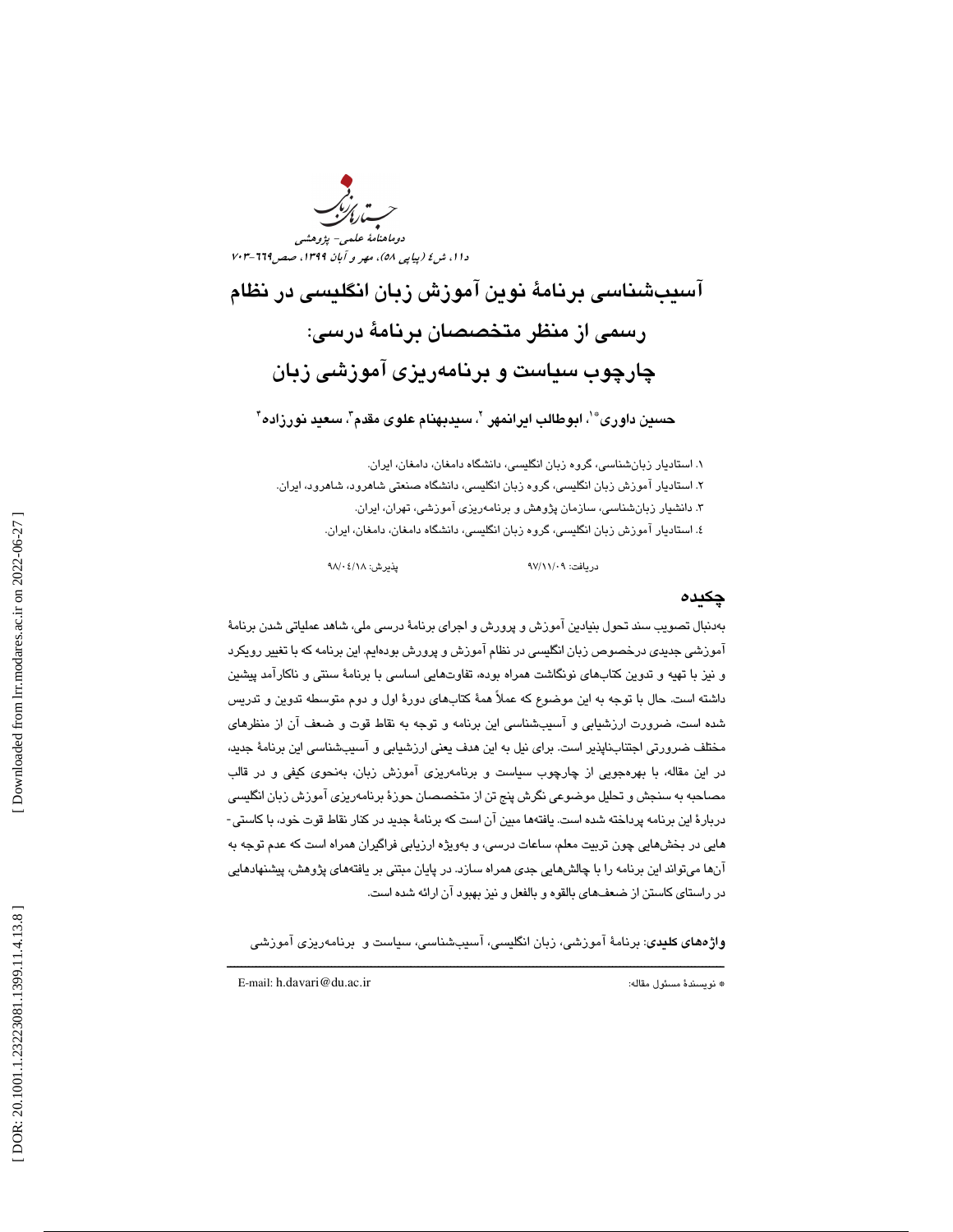# آسیب‌شناسی برنامهٔ نوین آموزش زبان انگلیسی در نظام رسمی از منظر متخصصان برنامهٔ درسی: چارچوب سیاست و برنامه‌ریزی آموزشی زبان

**حسین داوری[*1]، ابوطالب ایرانمهر [2]، سیدبهنام علوی مقدم[3]، سعید نورزاده[4]**

۱. استادیار زبان‌شناسی، گروه زبان انگلیسی، دانشگاه دامغان، دامغان، ایران.
۲. استادیار آموزش زبان انگلیسی، گروه زبان انگلیسی، دانشگاه صنعتی شاهرود، شاهرود، ایران.
۳. دانشیار زبان‌شناسی، سازمان پژوهش و برنامه‌ریزی آموزشی، تهران، ایران.
۴. استادیار آموزش زبان انگلیسی، گروه زبان انگلیسی، دانشگاه دامغان، دامغان، ایران.

دریافت: ۹۷/۱۱/۰۹ پذیرش: ۹۸/۰۴/۱۸

## چکیده

به‌دنبال تصویب سند تحول بنیادین آموزش و پرورش و اجرای برنامهٔ درسی ملی، شاهد عملیاتی شدن برنامهٔ آموزشی جدیدی درخصوص زبان انگلیسی در نظام آموزش و پرورش بوده‌ایم. این برنامه که با تغییر رویکرد و نیز با تهیه و تدوین کتاب‌های نونگاشت همراه بوده، تفاوت‌هایی اساسی با برنامهٔ سنتی و ناکارآمد پیشین داشته است. حال با توجه به این موضوع که عملاً همهٔ کتاب‌های دورهٔ اول و دوم متوسطه تدوین و تدریس شده است، ضرورت ارزشیابی و آسیب‌شناسی این برنامه و توجه به نقاط قوت و ضعف آن از منظرهای مختلف ضرورتی اجتناب‌ناپذیر است. برای نیل به این هدف یعنی ارزشیابی و آسیب‌شناسی این برنامهٔ جدید، در این مقاله، با بهره‌جویی از چارچوب سیاست و برنامه‌ریزی آموزش زبان، به‌نحوی کیفی و در قالب مصاحبه به سنجش و تحلیل موضوعی نگرش پنج تن از متخصصان حوزهٔ برنامه‌ریزی آموزش زبان انگلیسی دربارهٔ این برنامه پرداخته شده است. یافته‌ها مبین آن است که برنامهٔ جدید در کنار نقاط قوت خود، با کاستی‌هایی در بخش‌هایی چون تربیت معلم، ساعات درسی، و به‌ویژه ارزیابی فراگیران همراه است که عدم توجه به آن‌ها می‌تواند این برنامه را با چالش‌هایی جدی همراه سازد. در پایان مبتنی بر یافته‌های پژوهش، پیشنهادهایی در راستای کاستن از ضعف‌های بالقوه و بالفعل و نیز بهبود آن ارائه شده است.

**واژه‌های کلیدی**: برنامهٔ آموزشی، زبان انگلیسی، آسیب‌شناسی، سیاست و برنامه‌ریزی آموزشی

---

* نویسندهٔ مسئول مقاله: E-mail: h.davari@du.ac.ir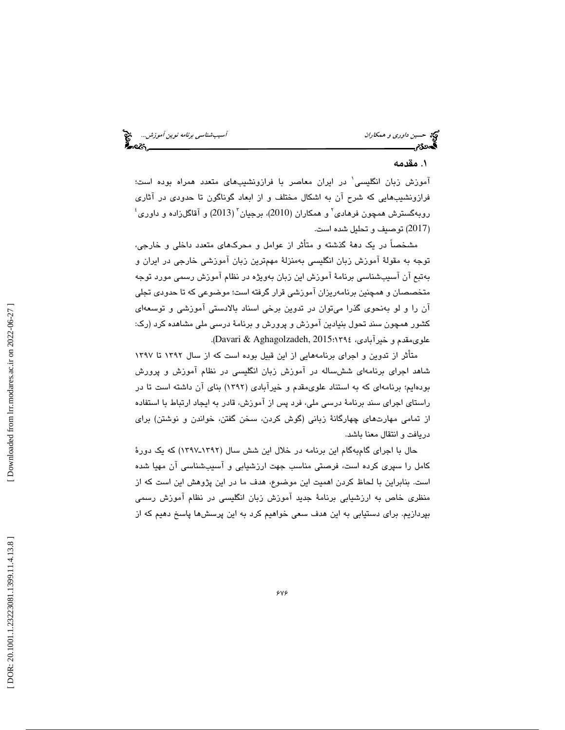## ۱. مقدمه

آموزش زبان انگلیسی[1] در ایران معاصر با فرازونشیب‌های متعدد همراه بوده است؛ فرازونشیب‌هایی که شرح آن به اشکال مختلف و از ابعاد گوناگون تا حدودی در آثاری روبه‌گسترش همچون فرهادی[2] و همکاران (2010)، برجیان[3] (2013) و آقاگل‌زاده و داوری[4] (2017) توصیف و تحلیل شده است.

مشخصاً در یک دهۀ گذشته و متأثر از عوامل و محرک‌های متعدد داخلی و خارجی، توجه به مقولۀ آموزش زبان انگلیسی به‌منزلۀ مهم‌ترین زبان آموزشی خارجی در ایران و به‌تبع آن آسیب‌شناسی برنامۀ آموزش این زبان به‌ویژه در نظام آموزش رسمی مورد توجه متخصصان و همچنین برنامه‌ریزان آموزشی قرار گرفته است؛ موضوعی که تا حدودی تجلی آن را و لو به‌نحوی گذرا می‌توان در تدوین برخی اسناد بالادستی آموزشی و توسعه‌ای کشور همچون سند تحول بنیادین آموزش و پرورش و برنامۀ درسی ملی مشاهده کرد (رک: علوی‌مقدم و خیرآبادی، ۱۳۹٤؛Davari & Aghagolzadeh, 2015).

متأثر از تدوین و اجرای برنامه‌هایی از این قبیل بوده است که از سال ۱۳۹۲ تا ۱۳۹۷ شاهد اجرای برنامه‌ای شش‌ساله در آموزش زبان انگلیسی در نظام آموزش و پرورش بوده‌ایم؛ برنامه‌ای که به استناد علوی‌مقدم و خیرآبادی (۱۳۹۲) بنای آن داشته است تا در راستای اجرای سند برنامۀ درسی ملی، فرد پس از آموزش، قادر به ایجاد ارتباط با استفاده از تمامی مهارت‌های چهارگانۀ زبانی (گوش کردن، سخن گفتن، خواندن و نوشتن) برای دریافت و انتقال معنا باشد.

حال با اجرای گام‌به‌گام این برنامه در خلال این شش سال (۱۳۹۲ـ۱۳۹۷) که یک دورۀ کامل را سپری کرده است، فرصتی مناسب جهت ارزشیابی و آسیب‌شناسی آن مهیا شده است. بنابراین با لحاظ کردن اهمیت این موضوع، هدف ما در این پژوهش این است که از منظری خاص به ارزشیابی برنامۀ جدید آموزش زبان انگلیسی در نظام آموزش رسمی بپردازیم. برای دستیابی به این هدف سعی خواهیم کرد به این پرسش‌ها پاسخ دهیم که از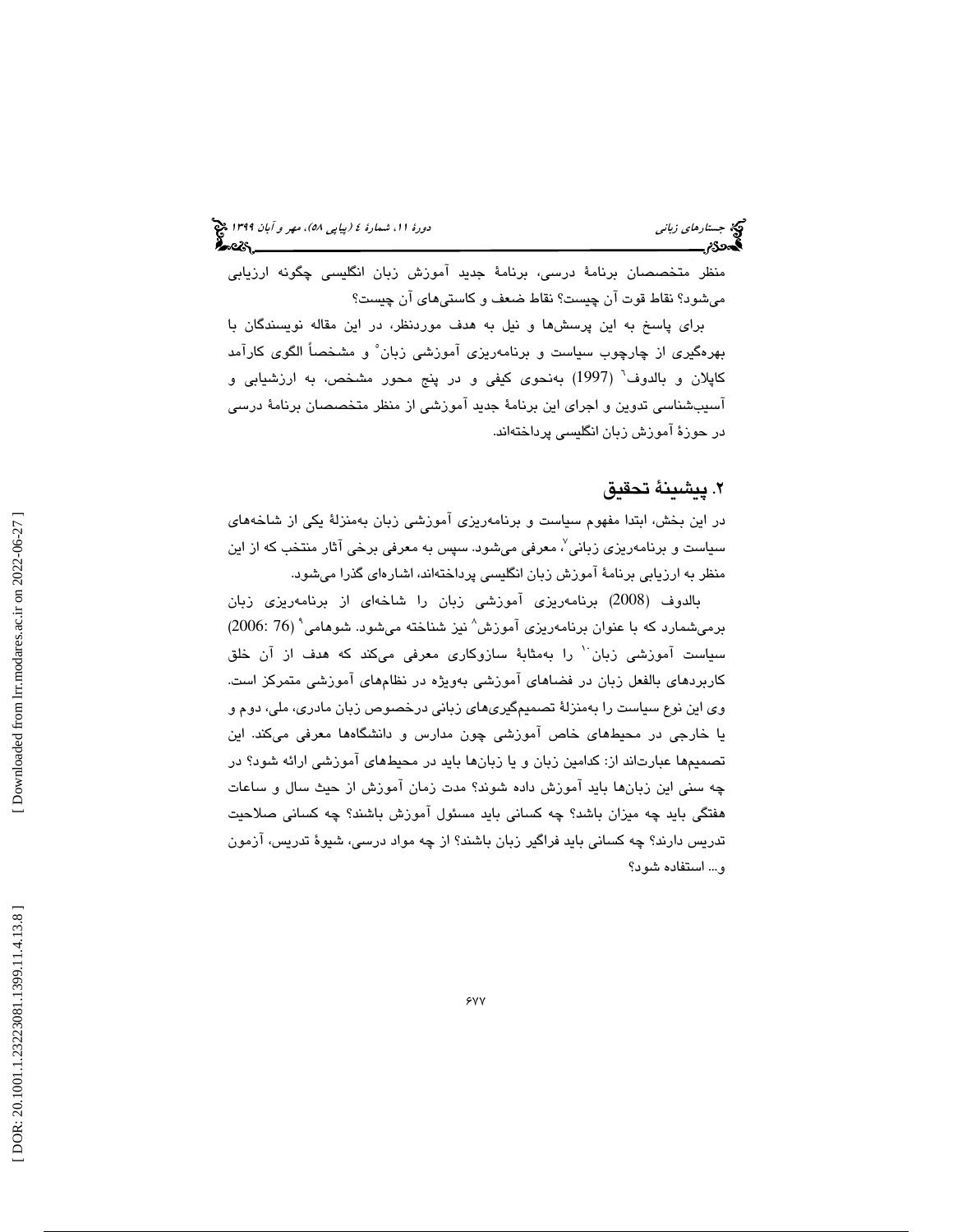منظر متخصصان برنامهٔ درسی، برنامهٔ جدید آموزش زبان انگلیسی چگونه ارزیابی می‌شود؟ نقاط قوت آن چیست؟ نقاط ضعف و کاستی‌های آن چیست؟

برای پاسخ به این پرسش‌ها و نیل به هدف موردنظر، در این مقاله نویسندگان با بهره‌گیری از چارچوب سیاست و برنامه‌ریزی آموزشی زبان[5] و مشخصاً الگوی کارآمد کاپلان و بالدوف[6] (1997) به‌نحوی کیفی و در پنج محور مشخص، به ارزشیابی و آسیب‌شناسی تدوین و اجرای این برنامهٔ جدید آموزشی از منظر متخصصان برنامهٔ درسی در حوزهٔ آموزش زبان انگلیسی پرداخته‌اند.

## ۲. پیشینهٔ تحقیق

در این بخش، ابتدا مفهوم سیاست و برنامه‌ریزی آموزشی زبان به‌منزلهٔ یکی از شاخه‌های سیاست و برنامه‌ریزی زبانی[7]، معرفی می‌شود. سپس به معرفی برخی آثار منتخب که از این منظر به ارزیابی برنامهٔ آموزش زبان انگلیسی پرداخته‌اند، اشاره‌ای گذرا می‌شود.

بالدوف (2008) برنامه‌ریزی آموزشی زبان را شاخه‌ای از برنامه‌ریزی زبان برمی‌شمارد که با عنوان برنامه‌ریزی آموزش[8] نیز شناخته می‌شود. شوهامی[9] (2006: 76) سیاست آموزشی زبان[10] را به‌مثابهٔ سازوکاری معرفی می‌کند که هدف از آن خلق کاربردهای بالفعل زبان در فضاهای آموزشی به‌ویژه در نظام‌های آموزشی متمرکز است. وی این نوع سیاست را به‌منزلهٔ تصمیم‌گیری‌های زبانی درخصوص زبان مادری، ملی، دوم و یا خارجی در محیط‌های خاص آموزشی چون مدارس و دانشگاه‌ها معرفی می‌کند. این تصمیم‌ها عبارت‌اند از: کدامین زبان و یا زبان‌ها باید در محیط‌های آموزشی ارائه شود؟ در چه سنی این زبان‌ها باید آموزش داده شوند؟ مدت زمان آموزش از حیث سال و ساعات هفتگی باید چه میزان باشد؟ چه کسانی باید مسئول آموزش باشند؟ چه کسانی صلاحیت تدریس دارند؟ چه کسانی باید فراگیر زبان باشند؟ از چه مواد درسی، شیوهٔ تدریس، آزمون و... استفاده شود؟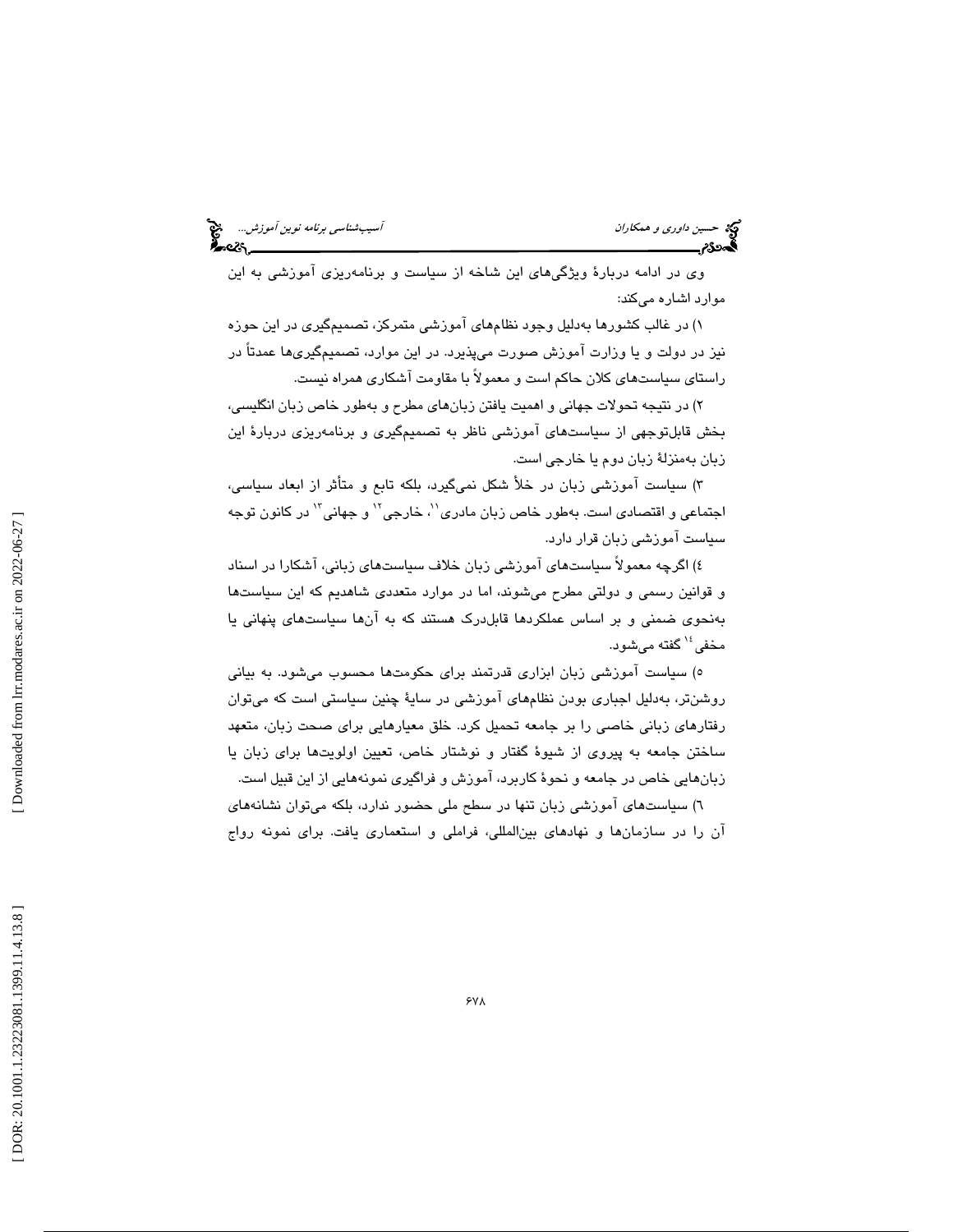وی در ادامه دربارهٔ ویژگی‌های این شاخه از سیاست و برنامه‌ریزی آموزشی به این موارد اشاره می‌کند:

۱) در غالب کشورها به‌دلیل وجود نظام‌های آموزشی متمرکز، تصمیم‌گیری در این حوزه نیز در دولت و یا وزارت آموزش صورت می‌پذیرد. در این موارد، تصمیم‌گیری‌ها عمدتاً در راستای سیاست‌های کلان حاکم است و معمولاً با مقاومت آشکاری همراه نیست.

۲) در نتیجه تحولات جهانی و اهمیت یافتن زبان‌های مطرح و به‌طور خاص زبان انگلیسی، بخش قابل‌توجهی از سیاست‌های آموزشی ناظر به تصمیم‌گیری و برنامه‌ریزی دربارهٔ این زبان به‌منزلهٔ زبان دوم یا خارجی است.

۳) سیاست آموزشی زبان در خلأ شکل نمی‌گیرد، بلکه تابع و متأثر از ابعاد سیاسی، اجتماعی و اقتصادی است. به‌طور خاص زبان مادری[11]، خارجی[12] و جهانی[13] در کانون توجه سیاست آموزشی زبان قرار دارد.

٤) اگرچه معمولاً سیاست‌های آموزشی زبان خلاف سیاست‌های زبانی، آشکارا در اسناد و قوانین رسمی و دولتی مطرح می‌شوند، اما در موارد متعددی شاهدیم که این سیاست‌ها به‌نحوی ضمنی و بر اساس عملکردها قابل‌درک هستند که به آن‌ها سیاست‌های پنهانی یا مخفی[14] گفته می‌شود.

٥) سیاست آموزشی زبان ابزاری قدرتمند برای حکومت‌ها محسوب می‌شود. به بیانی روشن‌تر، به‌دلیل اجباری بودن نظام‌های آموزشی در سایهٔ چنین سیاستی است که می‌توان رفتارهای زبانی خاصی را بر جامعه تحمیل کرد. خلق معیارهایی برای صحت زبان، متعهد ساختن جامعه به پیروی از شیوهٔ گفتار و نوشتار خاص، تعیین اولویت‌ها برای زبان یا زبان‌هایی خاص در جامعه و نحوهٔ کاربرد، آموزش و فراگیری نمونه‌هایی از این قبیل است.

٦) سیاست‌های آموزشی زبان تنها در سطح ملی حضور ندارد، بلکه می‌توان نشانه‌های آن را در سازمان‌ها و نهادهای بین‌المللی، فراملی و استعماری یافت. برای نمونه رواج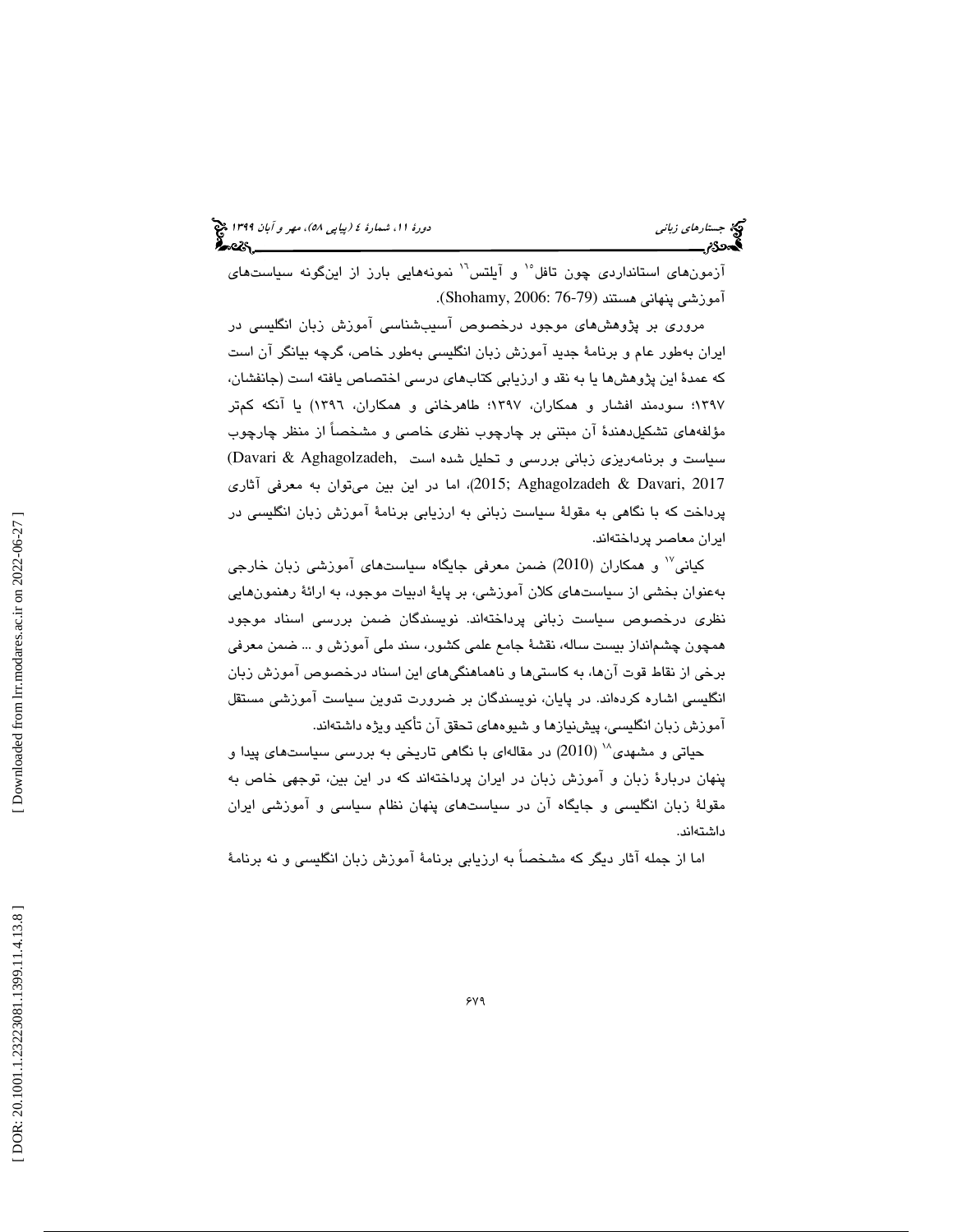آزمون‌های استانداردی چون تافل[15] و آیلتس[16] نمونه‌هایی بارز از این‌گونه سیاست‌های آموزشی پنهانی هستند (Shohamy, 2006: 76-79).

مروری بر پژوهش‌های موجود درخصوص آسیب‌شناسی آموزش زبان انگلیسی در ایران به‌طور عام و برنامهٔ جدید آموزش زبان انگلیسی به‌طور خاص، گرچه بیانگر آن است که عمدهٔ این پژوهش‌ها یا به نقد و ارزیابی کتاب‌های درسی اختصاص یافته است (جانفشان، ۱۳۹۷؛ سودمند افشار و همکاران، ۱۳۹۷؛ طاهرخانی و همکاران، ۱۳۹٦) یا آنکه کم‌تر مؤلفه‌های تشکیل‌دهندهٔ آن مبتنی بر چارچوب نظری خاصی و مشخصاً از منظر چارچوب سیاست و برنامه‌ریزی زبانی بررسی و تحلیل شده است (Davari & Aghagolzadeh, 2015; Aghagolzadeh & Davari, 2017)، اما در این بین می‌توان به معرفی آثاری پرداخت که با نگاهی به مقولهٔ سیاست زبانی به ارزیابی برنامهٔ آموزش زبان انگلیسی در ایران معاصر پرداخته‌اند.

کیانی[17] و همکاران (2010) ضمن معرفی جایگاه سیاست‌های آموزشی زبان خارجی به‌عنوان بخشی از سیاست‌های کلان آموزشی، بر پایهٔ ادبیات موجود، به ارائهٔ رهنمون‌هایی نظری درخصوص سیاست زبانی پرداخته‌اند. نویسندگان ضمن بررسی اسناد موجود همچون چشم‌انداز بیست ساله، نقشهٔ جامع علمی کشور، سند ملی آموزش و ... ضمن معرفی برخی از نقاط قوت آن‌ها، به کاستی‌ها و ناهماهنگی‌های این اسناد درخصوص آموزش زبان انگلیسی اشاره کرده‌اند. در پایان، نویسندگان بر ضرورت تدوین سیاست آموزشی مستقل آموزش زبان انگلیسی، پیش‌نیازها و شیوه‌های تحقق آن تأکید ویژه داشته‌اند.

حیاتی و مشهدی[18] (2010) در مقاله‌ای با نگاهی تاریخی به بررسی سیاست‌های پیدا و پنهان دربارهٔ زبان و آموزش زبان در ایران پرداخته‌اند که در این بین، توجهی خاص به مقولهٔ زبان انگلیسی و جایگاه آن در سیاست‌های پنهان نظام سیاسی و آموزشی ایران داشته‌اند.

اما از جمله آثار دیگر که مشخصاً به ارزیابی برنامهٔ آموزش زبان انگلیسی و نه برنامهٔ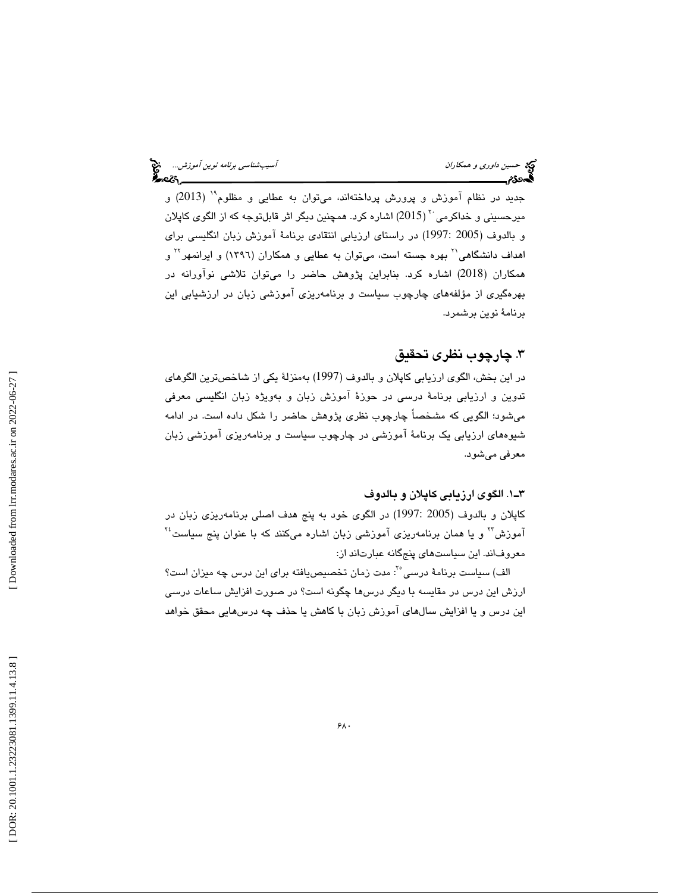جدید در نظام آموزش و پرورش پرداخته‌اند، می‌توان به عطایی و مظلوم[19] (2013) و میرحسینی و خداکرمی[20] (2015) اشاره کرد. همچنین دیگر اثر قابل‌توجه که از الگوی کاپلان و بالدوف (2005 :1997) در راستای ارزیابی انتقادی برنامهٔ آموزش زبان انگلیسی برای اهداف دانشگاهی[21] بهره جسته است، می‌توان به عطایی و همکاران (۱۳۹۶) و ایرانمهر[22] و همکاران (2018) اشاره کرد. بنابراین پژوهش حاضر را می‌توان تلاشی نوآورانه در بهره‌گیری از مؤلفه‌های چارچوب سیاست و برنامه‌ریزی آموزشی زبان در ارزشیابی این برنامهٔ نوین برشمرد.

## ۳. چارچوب نظری تحقیق

در این بخش، الگوی ارزیابی کاپلان و بالدوف (1997) به‌منزلهٔ یکی از شاخص‌ترین الگوهای تدوین و ارزیابی برنامهٔ درسی در حوزهٔ آموزش زبان و به‌ویژه زبان انگلیسی معرفی می‌شود؛ الگویی که مشخصاً چارچوب نظری پژوهش حاضر را شکل داده است. در ادامه شیوه‌های ارزیابی یک برنامهٔ آموزشی در چارچوب سیاست و برنامه‌ریزی آموزشی زبان معرفی می‌شود.

### ۳ـ۱. الگوی ارزیابی کاپلان و بالدوف

کاپلان و بالدوف (2005 :1997) در الگوی خود به پنج هدف اصلی برنامه‌ریزی زبان در آموزش[23] و یا همان برنامه‌ریزی آموزشی زبان اشاره می‌کنند که با عنوان پنج سیاست[24] معروف‌اند. این سیاست‌های پنج‌گانه عبارت‌اند از:

الف) سیاست برنامهٔ درسی[25]: مدت زمان تخصیص‌یافته برای این درس چه میزان است؟ ارزش این درس در مقایسه با دیگر درس‌ها چگونه است؟ در صورت افزایش ساعات درسی این درس و یا افزایش سال‌های آموزش زبان با کاهش یا حذف چه درس‌هایی محقق خواهد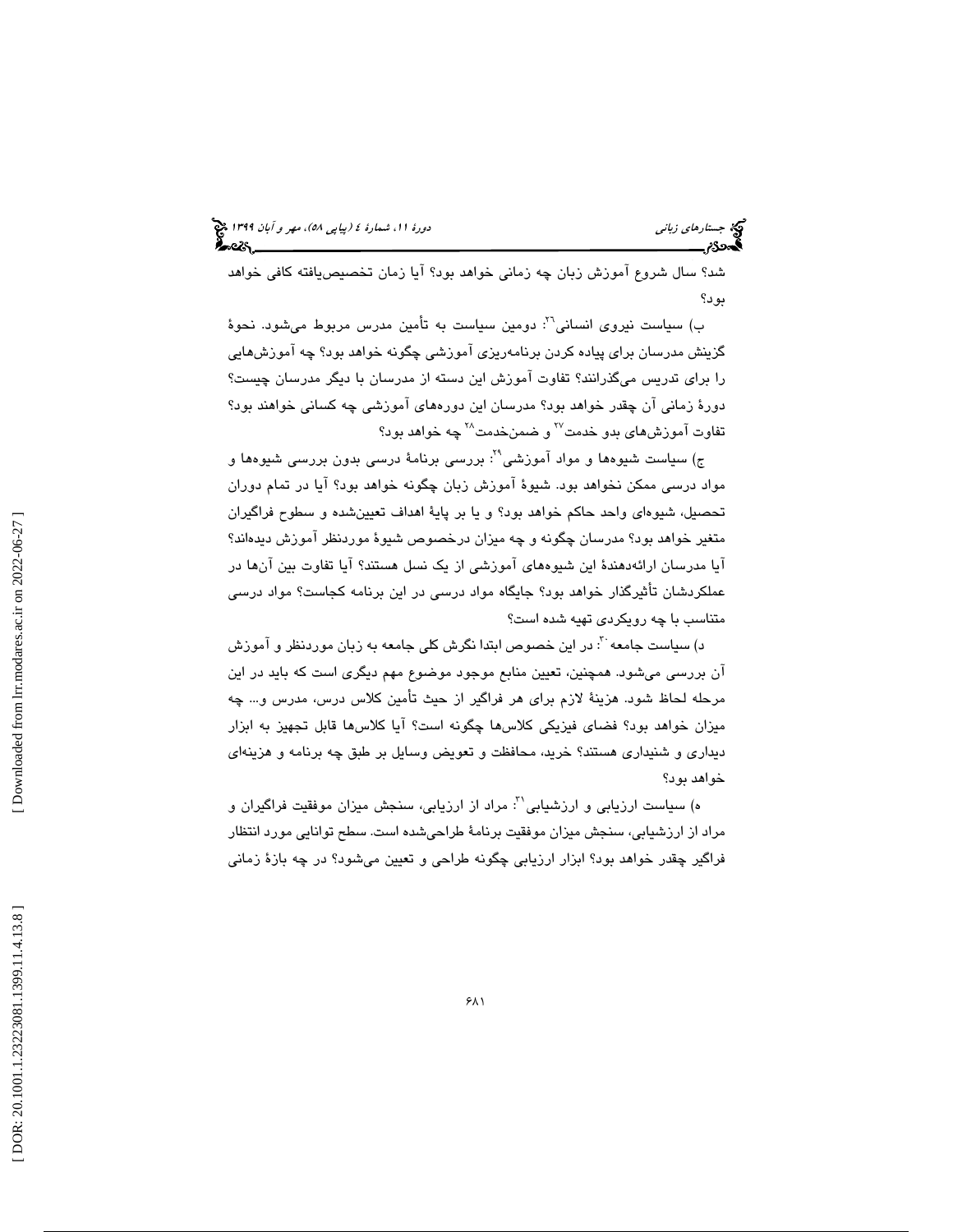شد؟ سال شروع آموزش زبان چه زمانی خواهد بود؟ آیا زمان تخصیص‌یافته کافی خواهد بود؟

ب) سیاست نیروی انسانی[26]: دومین سیاست به تأمین مدرس مربوط می‌شود. نحوهٔ گزینش مدرسان برای پیاده کردن برنامه‌ریزی آموزشی چگونه خواهد بود؟ چه آموزش‌هایی را برای تدریس می‌گذرانند؟ تفاوت آموزش این دسته از مدرسان با دیگر مدرسان چیست؟ دورهٔ زمانی آن چقدر خواهد بود؟ مدرسان این دوره‌های آموزشی چه کسانی خواهند بود؟ تفاوت آموزش‌های بدو خدمت[27] و ضمن‌خدمت[28] چه خواهد بود؟

ج) سیاست شیوه‌ها و مواد آموزشی[29]: بررسی برنامهٔ درسی بدون بررسی شیوه‌ها و مواد درسی ممکن نخواهد بود. شیوهٔ آموزش زبان چگونه خواهد بود؟ آیا در تمام دوران تحصیل، شیوه‌ای واحد حاکم خواهد بود؟ و یا بر پایهٔ اهداف تعیین‌شده و سطوح فراگیران متغیر خواهد بود؟ مدرسان چگونه و چه میزان درخصوص شیوهٔ موردنظر آموزش دیده‌اند؟ آیا مدرسان ارائه‌دهندهٔ این شیوه‌های آموزشی از یک نسل هستند؟ آیا تفاوت بین آن‌ها در عملکردشان تأثیرگذار خواهد بود؟ جایگاه مواد درسی در این برنامه کجاست؟ مواد درسی متناسب با چه رویکردی تهیه شده است؟

د) سیاست جامعه[30]: در این خصوص ابتدا نگرش کلی جامعه به زبان موردنظر و آموزش آن بررسی می‌شود. همچنین، تعیین منابع موجود موضوع مهم دیگری است که باید در این مرحله لحاظ شود. هزینهٔ لازم برای هر فراگیر از حیث تأمین کلاس درس، مدرس و... چه میزان خواهد بود؟ فضای فیزیکی کلاس‌ها چگونه است؟ آیا کلاس‌ها قابل تجهیز به ابزار دیداری و شنیداری هستند؟ خرید، محافظت و تعویض وسایل بر طبق چه برنامه و هزینه‌ای خواهد بود؟

ه) سیاست ارزیابی و ارزشیابی[31]: مراد از ارزیابی، سنجش میزان موفقیت فراگیران و مراد از ارزشیابی، سنجش میزان موفقیت برنامهٔ طراحی‌شده است. سطح توانایی مورد انتظار فراگیر چقدر خواهد بود؟ ابزار ارزیابی چگونه طراحی و تعیین می‌شود؟ در چه بازهٔ زمانی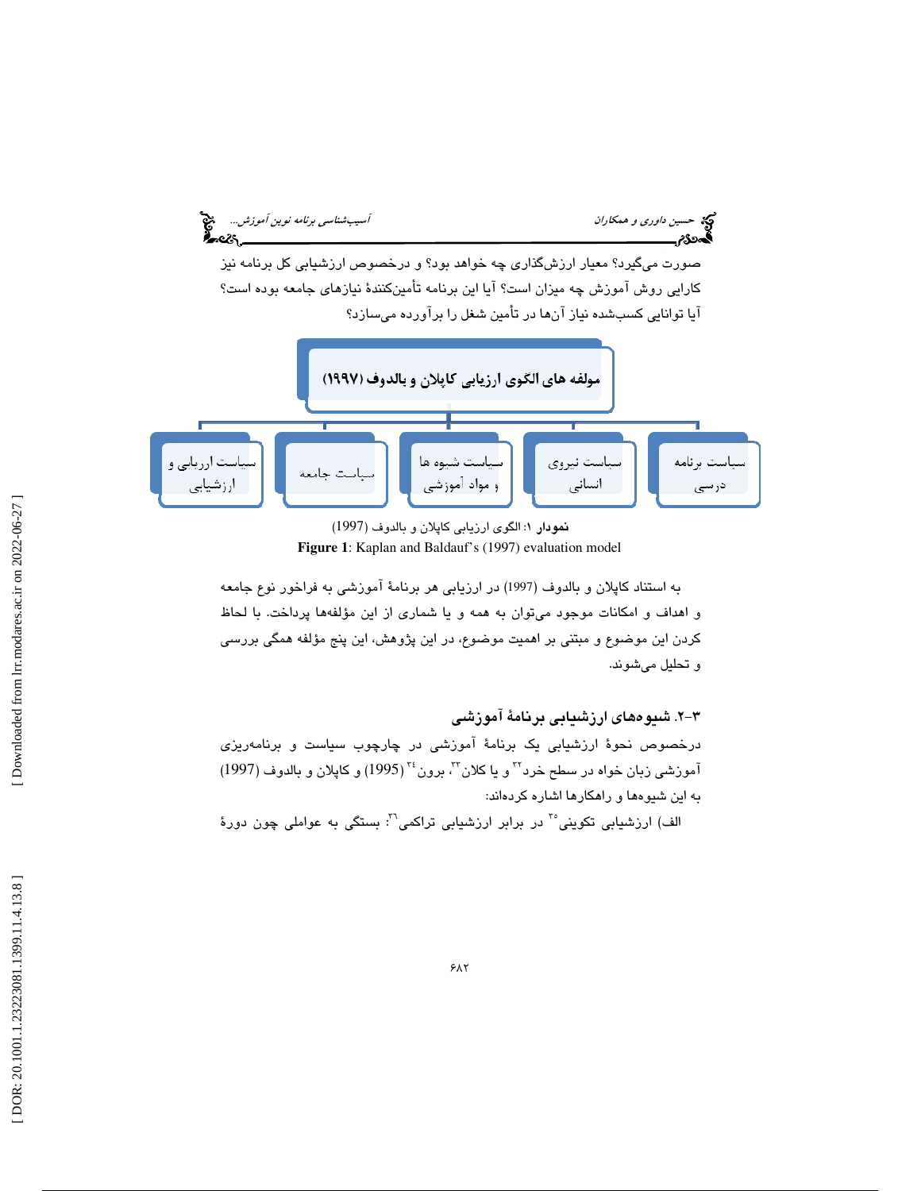صورت می‌گیرد؟ معیار ارزش‌گذاری چه خواهد بود؟ و درخصوص ارزشیابی کل برنامه نیز کارایی روش آموزش چه میزان است؟ آیا این برنامه تأمین‌کنندهٔ نیازهای جامعه بوده است؟ آیا توانایی کسب‌شده نیاز آن‌ها در تأمین شغل را برآورده می‌سازد؟

**مولفه های الگوی ارزیابی کاپلان و بالدوف (۱۹۹۷)**

- سیاست برنامه درسی
- سیاست نیروی انسانی
- سیاست شیوه ها و مواد آموزشی
- سیاست جامعه
- سیاست ارزیابی و ارزشیابی

**نمودار ۱**: الگوی ارزیابی کاپلان و بالدوف (1997)

**Figure 1**: Kaplan and Baldauf's (1997) evaluation model

به استناد کاپلان و بالدوف (1997) در ارزیابی هر برنامهٔ آموزشی به فراخور نوع جامعه و اهداف و امکانات موجود می‌توان به همه و یا شماری از این مؤلفه‌ها پرداخت. با لحاظ کردن این موضوع و مبتنی بر اهمیت موضوع، در این پژوهش، این پنج مؤلفه همگی بررسی و تحلیل می‌شوند.

### ۳-۲. شیوه‌های ارزشیابی برنامهٔ آموزشی

درخصوص نحوهٔ ارزشیابی یک برنامهٔ آموزشی در چارچوب سیاست و برنامه‌ریزی آموزشی زبان خواه در سطح خرد[32] و یا کلان[33]، برون[34] (1995) و کاپلان و بالدوف (1997) به این شیوه‌ها و راهکارها اشاره کرده‌اند:

الف) ارزشیابی تکوینی[35] در برابر ارزشیابی تراکمی[36]: بستگی به عواملی چون دورهٔ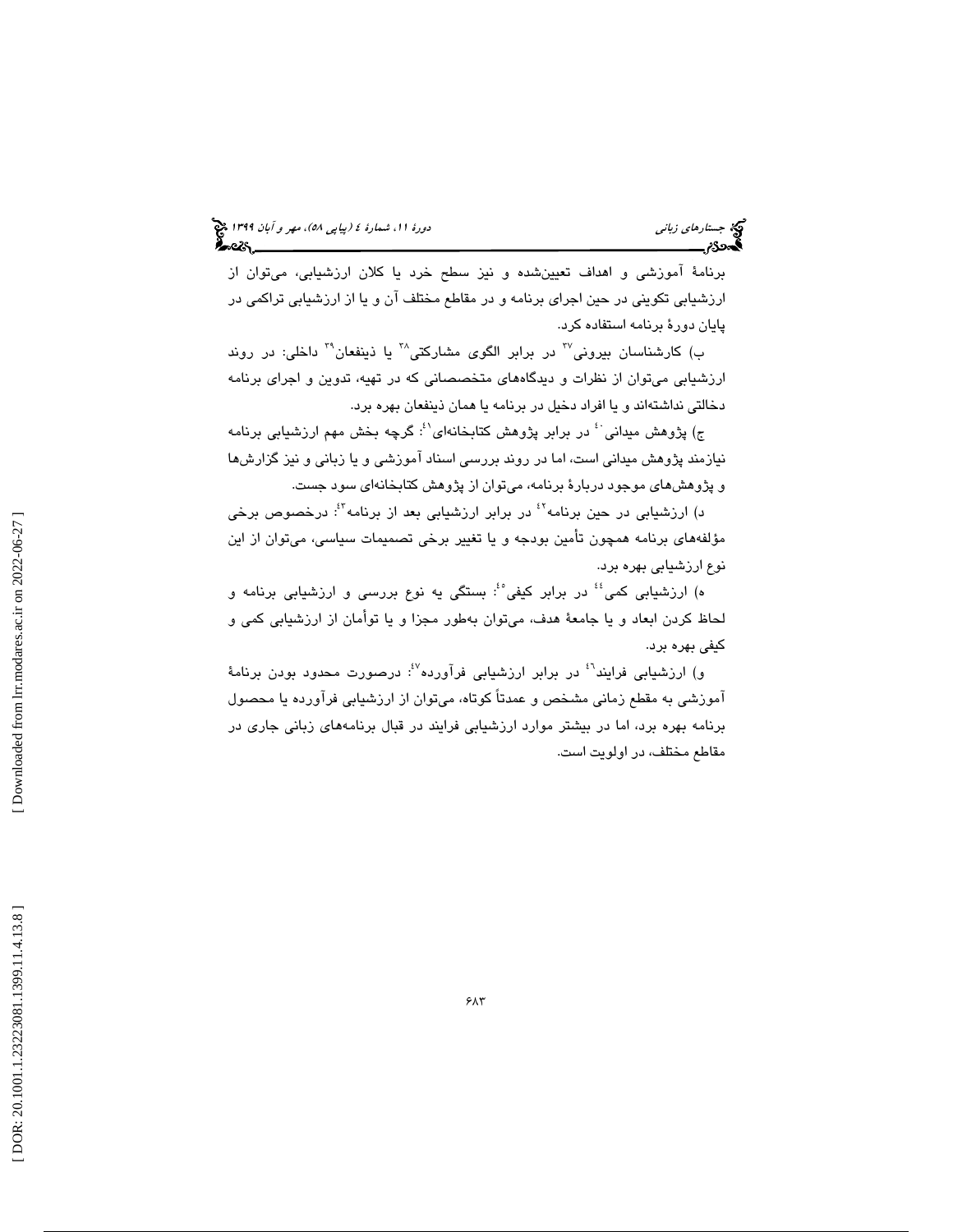برنامهٔ آموزشی و اهداف تعیین‌شده و نیز سطح خرد یا کلان ارزشیابی، می‌توان از ارزشیابی تکوینی در حین اجرای برنامه و در مقاطع مختلف آن و یا از ارزشیابی تراکمی در پایان دورهٔ برنامه استفاده کرد.

ب) کارشناسان بیرونی[37] در برابر الگوی مشارکتی[38] یا ذینفعان[39] داخلی: در روند ارزشیابی می‌توان از نظرات و دیدگاه‌های متخصصانی که در تهیه، تدوین و اجرای برنامه دخالتی نداشته‌اند و یا افراد دخیل در برنامه یا همان ذینفعان بهره برد.

ج) پژوهش میدانی[40] در برابر پژوهش کتابخانه‌ای[41]: گرچه بخش مهم ارزشیابی برنامه نیازمند پژوهش میدانی است، اما در روند بررسی اسناد آموزشی و یا زبانی و نیز گزارش‌ها و پژوهش‌های موجود دربارهٔ برنامه، می‌توان از پژوهش کتابخانه‌ای سود جست.

د) ارزشیابی در حین برنامه[42] در برابر ارزشیابی بعد از برنامه[43]: درخصوص برخی مؤلفه‌های برنامه همچون تأمین بودجه و یا تغییر برخی تصمیمات سیاسی، می‌توان از این نوع ارزشیابی بهره برد.

ه) ارزشیابی کمی[44] در برابر کیفی[45]: بستگی به نوع بررسی و ارزشیابی برنامه و لحاظ کردن ابعاد و یا جامعهٔ هدف، می‌توان به‌طور مجزا و یا توأمان از ارزشیابی کمی و کیفی بهره برد.

و) ارزشیابی فرایند[46] در برابر ارزشیابی فرآورده[47]: درصورت محدود بودن برنامهٔ آموزشی به مقطع زمانی مشخص و عمدتاً کوتاه، می‌توان از ارزشیابی فرآورده یا محصول برنامه بهره برد، اما در بیشتر موارد ارزشیابی فرایند در قبال برنامه‌های زبانی جاری در مقاطع مختلف، در اولویت است.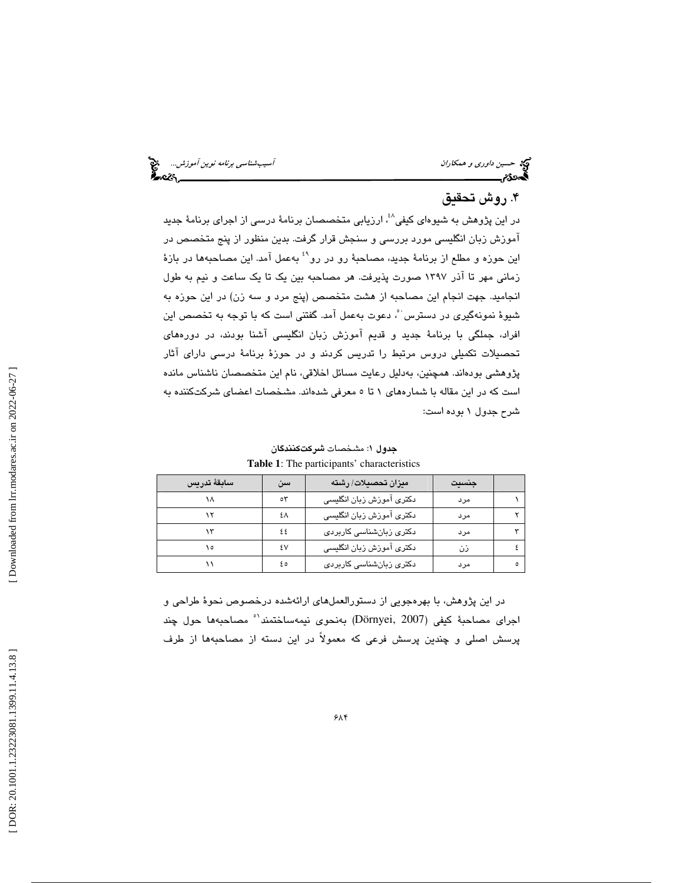## ۴. روش تحقیق

در این پژوهش به شیوه‌ای کیفی[۴۸]، ارزیابی متخصصان برنامهٔ درسی از اجرای برنامهٔ جدید آموزش زبان انگلیسی مورد بررسی و سنجش قرار گرفت. بدین منظور از پنج متخصص در این حوزه و مطلع از برنامهٔ جدید، مصاحبهٔ رو در رو[۴۹] به‌عمل آمد. این مصاحبه‌ها در بازهٔ زمانی مهر تا آذر ۱۳۹۷ صورت پذیرفت. هر مصاحبه بین یک تا یک ساعت و نیم به طول انجامید. جهت انجام این مصاحبه از هشت متخصص (پنج مرد و سه زن) در این حوزه به شیوهٔ نمونه‌گیری در دسترس[۵۰]، دعوت به‌عمل آمد. گفتنی است که با توجه به تخصص این افراد، جملگی با برنامهٔ جدید و قدیم آموزش زبان انگلیسی آشنا بودند، در دوره‌های تحصیلات تکمیلی دروس مرتبط را تدریس کردند و در حوزهٔ برنامهٔ درسی دارای آثار پژوهشی بوده‌اند. همچنین، به‌دلیل رعایت مسائل اخلاقی، نام این متخصصان ناشناس مانده است که در این مقاله با شماره‌های ۱ تا ۵ معرفی شده‌اند. مشخصات اعضای شرکت‌کننده به شرح جدول ۱ بوده است:

**جدول ۱**: مشخصات **شرکت‌کنندگان**

**Table 1**: The participants' characteristics

| | جنسیت | میزان تحصیلات/ رشته | سن | سابقهٔ تدریس |
|---|---|---|---|---|
| ۱ | مرد | دکتری آموزش زبان انگلیسی | ۵۳ | ۱۸ |
| ۲ | مرد | دکتری آموزش زبان انگلیسی | ٤٨ | ۱۲ |
| ۳ | مرد | دکتری زبان‌شناسی کاربردی | ٤٤ | ۱۳ |
| ٤ | زن | دکتری آموزش زبان انگلیسی | ٤٧ | ۱۵ |
| ۵ | مرد | دکتری زبان‌شناسی کاربردی | ٤۵ | ۱۱ |

در این پژوهش، با بهره‌جویی از دستورالعمل‌های ارائه‌شده درخصوص نحوهٔ طراحی و اجرای مصاحبهٔ کیفی (Dörnyei, 2007) به‌نحوی نیمه‌ساختمند[۵۱] مصاحبه‌ها حول چند پرسش اصلی و چندین پرسش فرعی که معمولاً در این دسته از مصاحبه‌ها از طرف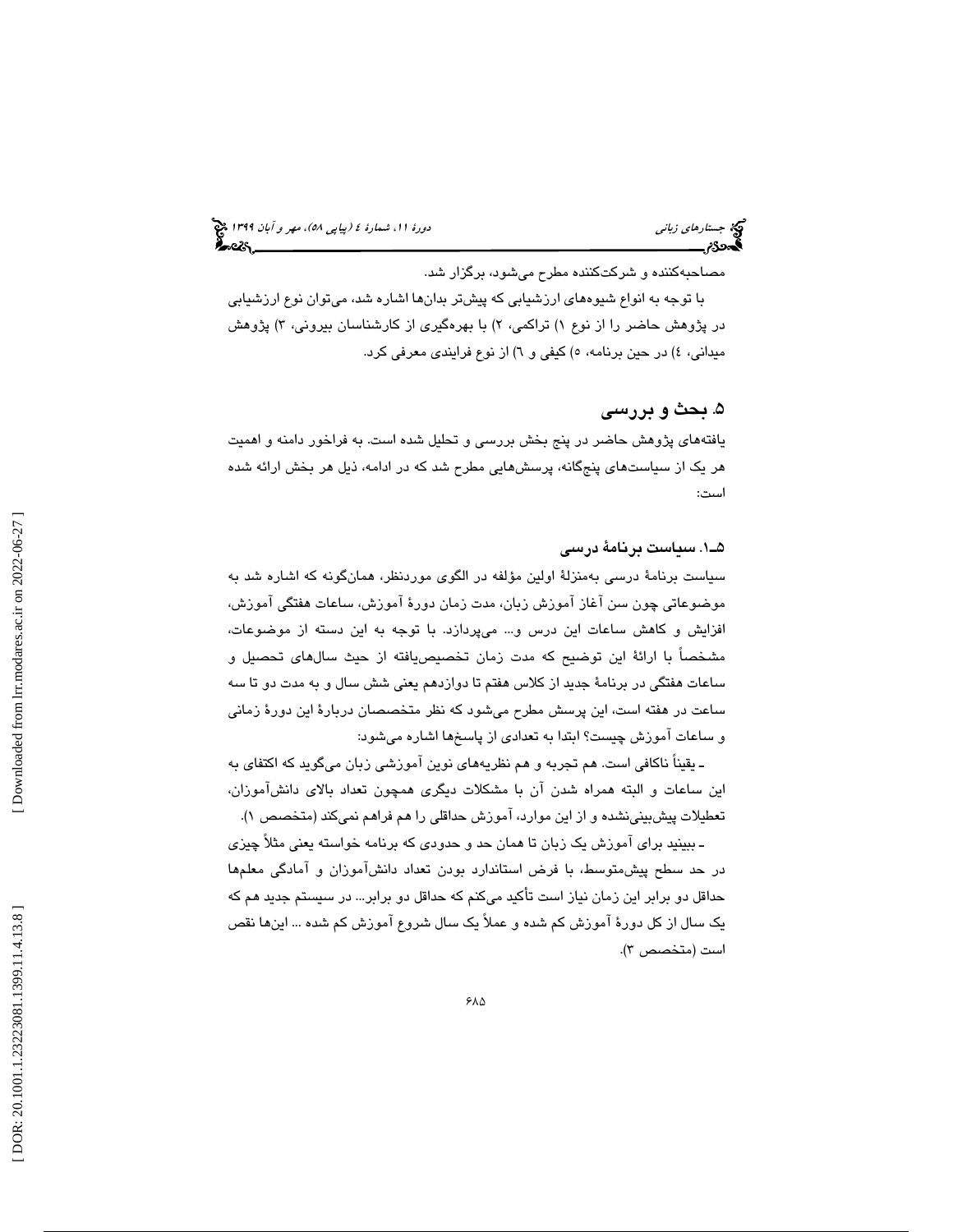مصاحبه‌کننده و شرکت‌کننده مطرح می‌شود، برگزار شد.

با توجه به انواع شیوه‌های ارزشیابی که پیش‌تر بدان‌ها اشاره شد، می‌توان نوع ارزشیابی در پژوهش حاضر را از نوع ۱) تراکمی، ۲) با بهره‌گیری از کارشناسان بیرونی، ۳) پژوهش میدانی، ٤) در حین برنامه، ٥) کیفی و ٦) از نوع فرایندی معرفی کرد.

## ۵. بحث و بررسی

یافته‌های پژوهش حاضر در پنج بخش بررسی و تحلیل شده است. به فراخور دامنه و اهمیت هر یک از سیاست‌های پنج‌گانه، پرسش‌هایی مطرح شد که در ادامه، ذیل هر بخش ارائه شده است:

### ۵ـ۱. سیاست برنامهٔ درسی

سیاست برنامهٔ درسی به‌منزلهٔ اولین مؤلفه در الگوی موردنظر، همان‌گونه که اشاره شد به موضوعاتی چون سن آغاز آموزش زبان، مدت زمان دورهٔ آموزش، ساعات هفتگی آموزش، افزایش و کاهش ساعات این درس و... می‌پردازد. با توجه به این دسته از موضوعات، مشخصاً با ارائهٔ این توضیح که مدت زمان تخصیص‌یافته از حیث سال‌های تحصیل و ساعات هفتگی در برنامهٔ جدید از کلاس هفتم تا دوازدهم یعنی شش سال و به مدت دو تا سه ساعت در هفته است، این پرسش مطرح می‌شود که نظر متخصصان دربارهٔ این دورهٔ زمانی و ساعات آموزش چیست؟ ابتدا به تعدادی از پاسخ‌ها اشاره می‌شود:

ـ یقیناً ناکافی است. هم تجربه و هم نظریه‌های نوین آموزشی زبان می‌گوید که اکتفای به این ساعات و البته همراه شدن آن با مشکلات دیگری همچون تعداد بالای دانش‌آموزان، تعطیلات پیش‌بینی‌نشده و از این موارد، آموزش حداقلی را هم فراهم نمی‌کند (متخصص ۱).

ـ ببینید برای آموزش یک زبان تا همان حد و حدودی که برنامه خواسته یعنی مثلاً چیزی در حد سطح پیش‌متوسط، با فرض استاندارد بودن تعداد دانش‌آموزان و آمادگی معلمها حداقل دو برابر این زمان نیاز است تأکید می‌کنم که حداقل دو برابر... در سیستم جدید هم که یک سال از کل دورهٔ آموزش کم شده و عملاً یک سال شروع آموزش کم شده ... این‌ها نقص است (متخصص ۳).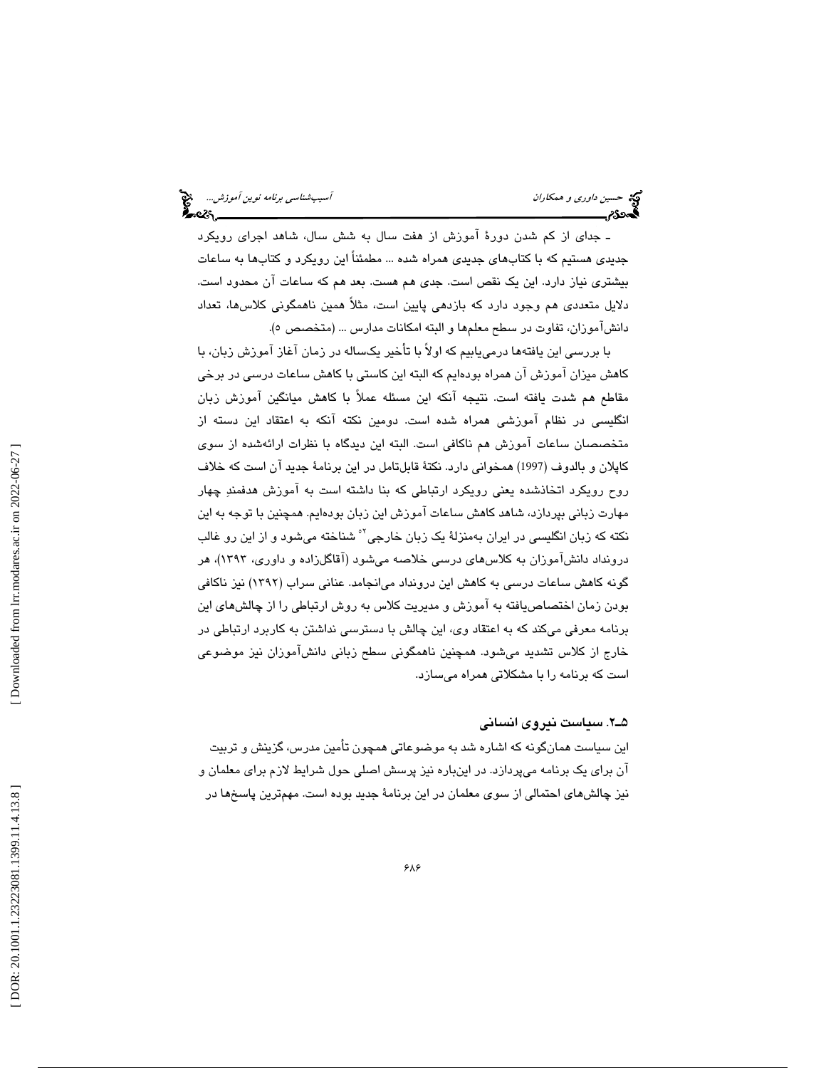ـ جدای از کم شدن دورهٔ آموزش از هفت سال به شش سال، شاهد اجرای رویکرد جدیدی هستیم که با کتاب‌های جدیدی همراه شده ... مطمئناً این رویکرد و کتاب‌ها به ساعات بیشتری نیاز دارد. این یک نقص است. جدی هم هست. بعد هم که ساعات آن محدود است. دلایل متعددی هم وجود دارد که بازدهی پایین است، مثلاً همین ناهمگونی کلاس‌ها، تعداد دانش‌آموزان، تفاوت در سطح معلم‌ها و البته امکانات مدارس ... (متخصص ۵).

با بررسی این یافته‌ها درمی‌یابیم که اولاً با تأخیر یکساله در زمان آغاز آموزش زبان، با کاهش میزان آموزش آن همراه بوده‌ایم که البته این کاستی با کاهش ساعات درسی در برخی مقاطع هم شدت یافته است. نتیجه آنکه این مسئله عملاً با کاهش میانگین آموزش زبان انگلیسی در نظام آموزشی همراه شده است. دومین نکته آنکه به اعتقاد این دسته از متخصصان ساعات آموزش هم ناکافی است. البته این دیدگاه با نظرات ارائه‌شده از سوی کاپلان و بالدوف (1997) همخوانی دارد. نکتهٔ قابل‌تامل در این برنامهٔ جدید آن است که خلاف روح رویکرد اتخاذشده یعنی رویکرد ارتباطی که بنا داشته است به آموزش هدفمندِ چهار مهارت زبانی بپردازد، شاهد کاهش ساعات آموزش این زبان بوده‌ایم. همچنین با توجه به این نکته که زبان انگلیسی در ایران به‌منزلهٔ یک زبان خارجی[20] شناخته می‌شود و از این رو غالب درونداد دانش‌آموزان به کلاس‌های درسی خلاصه می‌شود (آقاگل‌زاده و داوری، ۱۳۹۳)، هر گونه کاهش ساعات درسی به کاهش این درونداد می‌انجامد. عنانی سراب (۱۳۹۲) نیز ناکافی بودن زمان اختصاص‌یافته به آموزش و مدیریت کلاس به روش ارتباطی را از چالش‌های این برنامه معرفی می‌کند که به اعتقاد وی، این چالش با دسترسی نداشتن به کاربرد ارتباطی در خارج از کلاس تشدید می‌شود. همچنین ناهمگونی سطح زبانی دانش‌آموزان نیز موضوعی است که برنامه را با مشکلاتی همراه می‌سازد.

### ۵ـ۲. سیاست نیروی انسانی

این سیاست همان‌گونه که اشاره شد به موضوعاتی همچون تأمین مدرس، گزینش و تربیت آن برای یک برنامه می‌پردازد. در این‌باره نیز پرسش اصلی حول شرایط لازم برای معلمان و نیز چالش‌های احتمالی از سوی معلمان در این برنامهٔ جدید بوده است. مهم‌ترین پاسخ‌ها در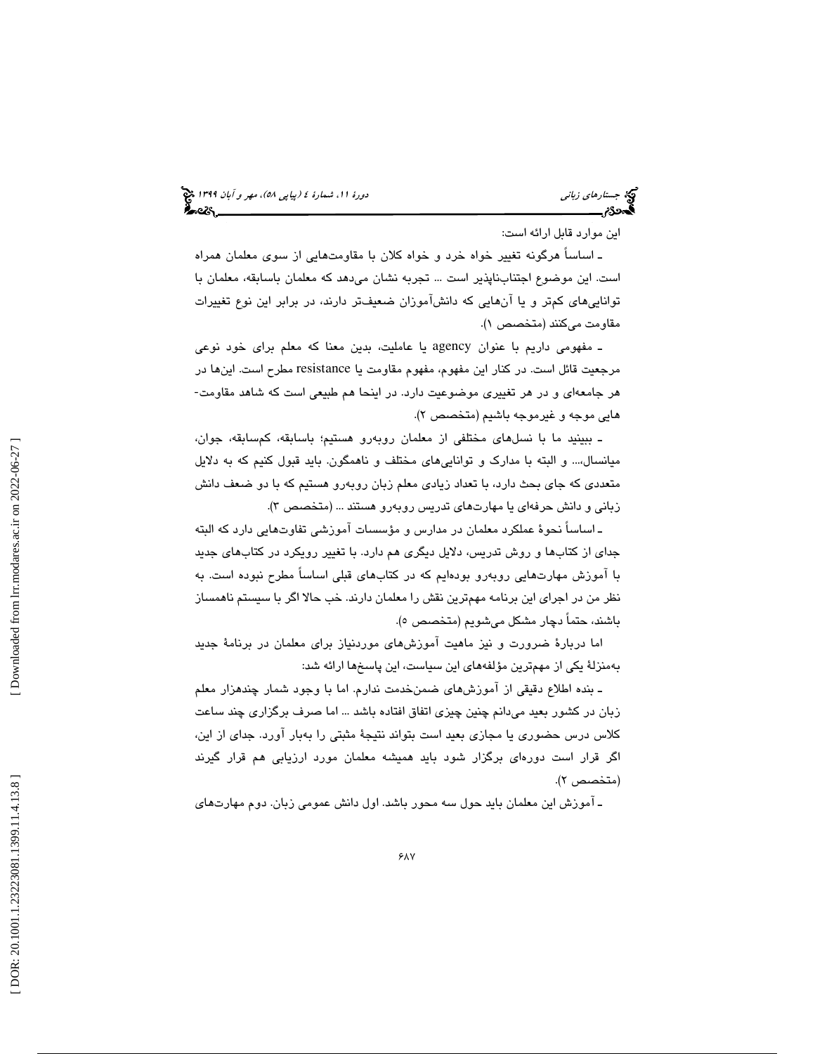این موارد قابل ارائه است:

ـ اساساً هرگونه تغییر خواه خرد و خواه کلان با مقاومت‌هایی از سوی معلمان همراه است. این موضوع اجتناب‌ناپذیر است ... تجربه نشان می‌دهد که معلمان باسابقه، معلمان با توانایی‌های کم‌تر و یا آن‌هایی که دانش‌آموزان ضعیف‌تر دارند، در برابر این نوع تغییرات مقاومت می‌کنند (متخصص ۱).

ـ مفهومی داریم با عنوان agency یا عاملیت، بدین معنا که معلم برای خود نوعی مرجعیت قائل است. در کنار این مفهوم، مفهوم مقاومت یا resistance مطرح است. این‌ها در هر جامعه‌ای و در هر تغییری موضوعیت دارد. در اینجا هم طبیعی است که شاهد مقاومت‌هایی موجه و غیرموجه باشیم (متخصص ۲).

ـ ببینید ما با نسل‌های مختلفی از معلمان روبه‌رو هستیم؛ باسابقه، کم‌سابقه، جوان، میانسال،... و البته با مدارک و توانایی‌های مختلف و ناهمگون. باید قبول کنیم که به دلایل متعددی که جای بحث دارد، با تعداد زیادی معلم زبان روبه‌رو هستیم که با دو ضعف دانش زبانی و دانش حرفه‌ای یا مهارت‌های تدریس روبه‌رو هستند ... (متخصص ۳).

ـ اساساً نحوهٔ عملکرد معلمان در مدارس و مؤسسات آموزشی تفاوت‌هایی دارد که البته جدای از کتاب‌ها و روش تدریس، دلایل دیگری هم دارد. با تغییر رویکرد در کتاب‌های جدید با آموزش مهارت‌هایی روبه‌رو بوده‌ایم که در کتاب‌های قبلی اساساً مطرح نبوده است. به نظر من در اجرای این برنامه مهم‌ترین نقش را معلمان دارند. خب حالا اگر با سیستم ناهمساز باشند، حتماً دچار مشکل می‌شویم (متخصص ۵).

اما دربارهٔ ضرورت و نیز ماهیت آموزش‌های موردنیاز برای معلمان در برنامهٔ جدید به‌منزلهٔ یکی از مهم‌ترین مؤلفه‌های این سیاست، این پاسخ‌ها ارائه شد:

ـ بنده اطلاع دقیقی از آموزش‌های ضمن‌خدمت ندارم. اما با وجود شمار چندهزار معلم زبان در کشور بعید می‌دانم چنین چیزی اتفاق افتاده باشد ... اما صرف برگزاری چند ساعت کلاس درس حضوری یا مجازی بعید است بتواند نتیجهٔ مثبتی را به‌بار آورد. جدای از این، اگر قرار است دوره‌ای برگزار شود باید همیشه معلمان مورد ارزیابی هم قرار گیرند (متخصص ۲).

ـ آموزش این معلمان باید حول سه محور باشد. اول دانش عمومی زبان. دوم مهارت‌های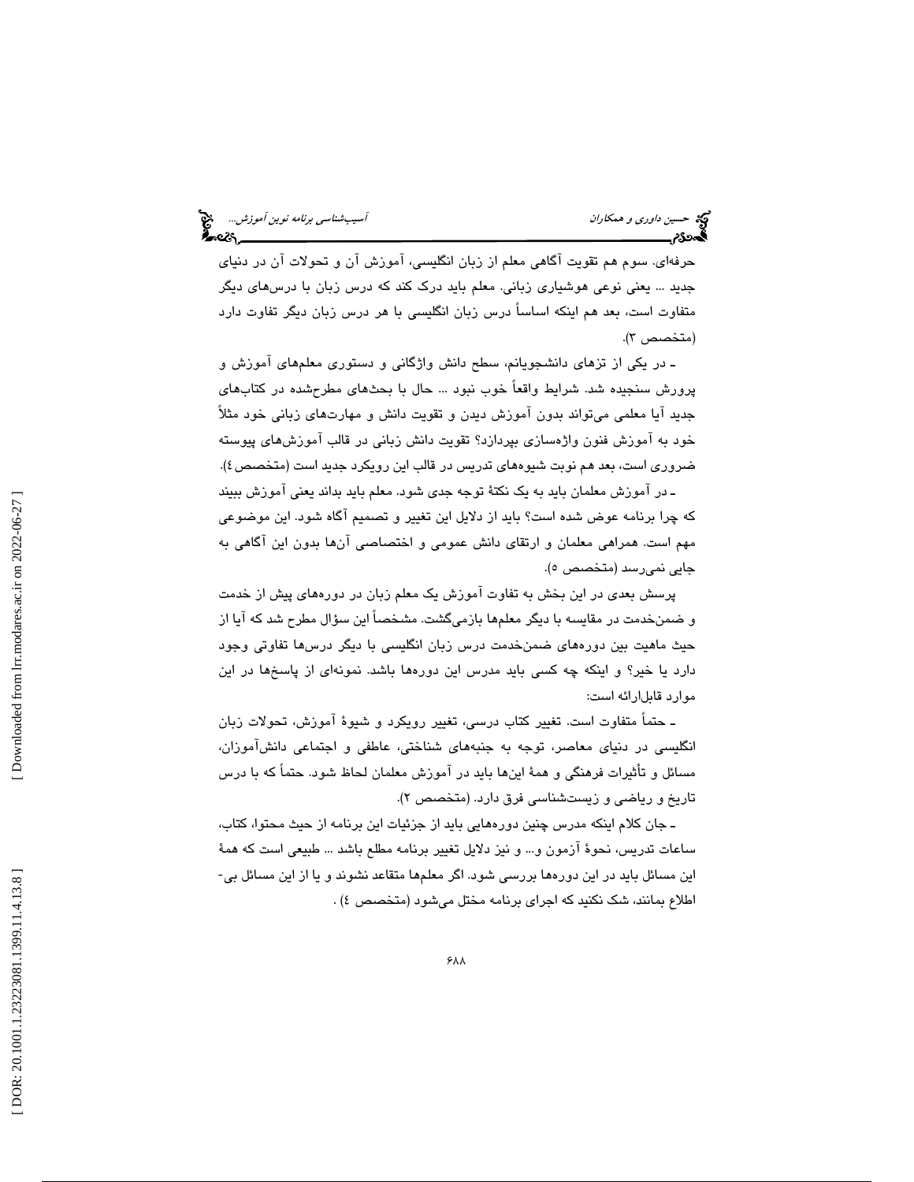حرفه‌ای. سوم هم تقویت آگاهی معلم از زبان انگلیسی، آموزش آن و تحولات آن در دنیای جدید ... یعنی نوعی هوشیاری زبانی. معلم باید درک کند که درس زبان با درس‌های دیگر متفاوت است، بعد هم اینکه اساساً درس زبان انگلیسی با هر درس زبان دیگر تفاوت دارد (متخصص ۳).

ـ در یکی از تزهای دانشجویانم، سطح دانش واژگانی و دستوری معلم‌های آموزش و پرورش سنجیده شد. شرایط واقعاً خوب نبود ... حال با بحث‌های مطرح‌شده در کتاب‌های جدید آیا معلمی می‌تواند بدون آموزش دیدن و تقویت دانش و مهارت‌های زبانی خود مثلاً خود به آموزش فنون واژه‌سازی بپردازد؟ تقویت دانش زبانی در قالب آموزش‌های پیوسته ضروری است، بعد هم نوبت شیوه‌های تدریس در قالب این رویکرد جدید است (متخصص ٤).

ـ در آموزش معلمان باید به یک نکتهٔ توجه جدی شود. معلم باید بداند یعنی آموزش ببیند که چرا برنامه عوض شده است؟ باید از دلایل این تغییر و تصمیم آگاه شود. این موضوعی مهم است. همراهی معلمان و ارتقای دانش عمومی و اختصاصی آن‌ها بدون این آگاهی به جایی نمی‌رسد (متخصص ٥).

پرسش بعدی در این بخش به تفاوت آموزش یک معلم زبان در دوره‌های پیش از خدمت و ضمن‌خدمت در مقایسه با دیگر معلم‌ها بازمی‌گشت. مشخصاً این سؤال مطرح شد که آیا از حیث ماهیت بین دوره‌های ضمن‌خدمت درس زبان انگلیسی با دیگر درس‌ها تفاوتی وجود دارد یا خیر؟ و اینکه چه کسی باید مدرس این دوره‌ها باشد. نمونه‌ای از پاسخ‌ها در این موارد قابل‌ارائه است:

ـ حتماً متفاوت است. تغییر کتاب درسی، تغییر رویکرد و شیوهٔ آموزش، تحولات زبان انگلیسی در دنیای معاصر، توجه به جنبه‌های شناختی، عاطفی و اجتماعی دانش‌آموزان، مسائل و تأثیرات فرهنگی و همهٔ این‌ها باید در آموزش معلمان لحاظ شود. حتماً که با درس تاریخ و ریاضی و زیست‌شناسی فرق دارد. (متخصص ۲).

ـ جان کلام اینکه مدرس چنین دوره‌هایی باید از جزئیات این برنامه از حیث محتوا، کتاب، ساعات تدریس، نحوهٔ آزمون و... و نیز دلایل تغییر برنامه مطلع باشد ... طبیعی است که همهٔ این مسائل باید در این دوره‌ها بررسی شود. اگر معلم‌ها متقاعد نشوند و یا از این مسائل بی‌اطلاع بمانند، شک نکنید که اجرای برنامه مختل می‌شود (متخصص ٤) .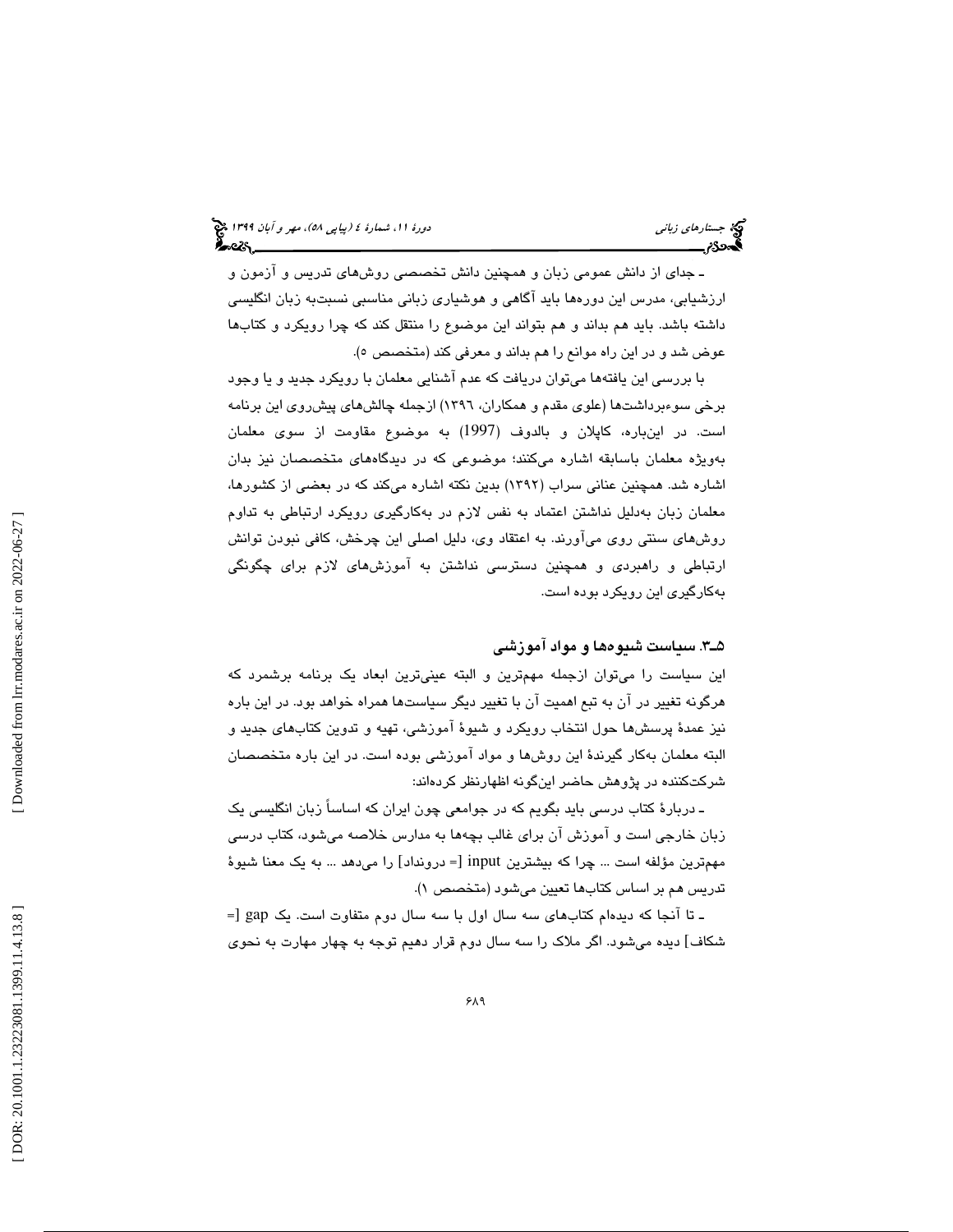ـ جدای از دانش عمومی زبان و همچنین دانش تخصصی روش‌های تدریس و آزمون و ارزشیابی، مدرس این دوره‌ها باید آگاهی و هوشیاری زبانی مناسبی نسبت‌به زبان انگلیسی داشته باشد. باید هم بداند و هم بتواند این موضوع را منتقل کند که چرا رویکرد و کتاب‌ها عوض شد و در این راه موانع را هم بداند و معرفی کند (متخصص ٥).

با بررسی این یافته‌ها می‌توان دریافت که عدم آشنایی معلمان با رویکرد جدید و یا وجود برخی سوءبرداشت‌ها (علوی مقدم و همکاران، ١٣٩٦) ازجمله چالش‌های پیش‌روی این برنامه است. در این‌باره، کاپلان و بالدوف (1997) به موضوع مقاومت از سوی معلمان به‌ویژه معلمان باسابقه اشاره می‌کنند؛ موضوعی که در دیدگاه‌های متخصصان نیز بدان اشاره شد. همچنین عنانی سراب (١٣٩٢) بدین نکته اشاره می‌کند که در بعضی از کشورها، معلمان زبان به‌دلیل نداشتن اعتماد به نفس لازم در به‌کارگیری رویکرد ارتباطی به تداوم روش‌های سنتی روی می‌آورند. به اعتقاد وی، دلیل اصلی این چرخش، کافی نبودن توانش ارتباطی و راهبردی و همچنین دسترسی نداشتن به آموزش‌های لازم برای چگونگی به‌کارگیری این رویکرد بوده است.

### ٥ـ٣. سیاست شیوه‌ها و مواد آموزشی

این سیاست را می‌توان ازجمله مهم‌ترین و البته عینی‌ترین ابعاد یک برنامه برشمرد که هرگونه تغییر در آن به تبع اهمیت آن با تغییر دیگر سیاست‌ها همراه خواهد بود. در این باره نیز عمدهٔ پرسش‌ها حول انتخاب رویکرد و شیوهٔ آموزشی، تهیه و تدوین کتاب‌های جدید و البته معلمان به‌کار گیرندهٔ این روش‌ها و مواد آموزشی بوده است. در این باره متخصصان شرکت‌کننده در پژوهش حاضر این‌گونه اظهارنظر کرده‌اند:

ـ دربارهٔ کتاب درسی باید بگویم که در جوامعی چون ایران که اساساً زبان انگلیسی یک زبان خارجی است و آموزش آن برای غالب بچه‌ها به مدارس خلاصه می‌شود، کتاب درسی مهم‌ترین مؤلفه است ... چرا که بیشترین input [= درونداد] را می‌دهد ... به یک معنا شیوهٔ تدریس هم بر اساس کتاب‌ها تعیین می‌شود (متخصص ١).

ـ تا آنجا که دیده‌ام کتاب‌های سه سال اول با سه سال دوم متفاوت است. یک gap [= شکاف] دیده می‌شود. اگر ملاک را سه سال دوم قرار دهیم توجه به چهار مهارت به نحوی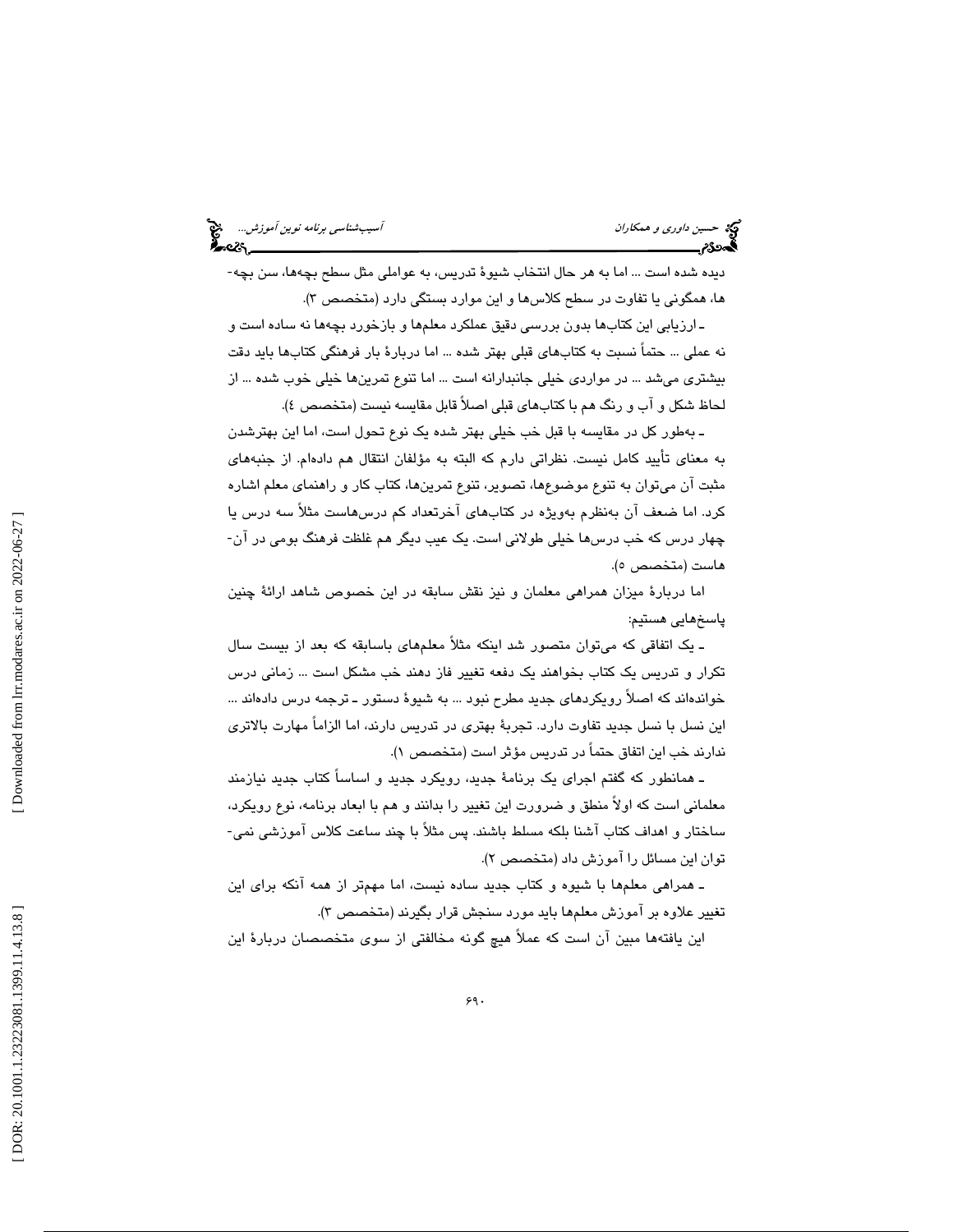دیده شده است ... اما به هر حال انتخاب شیوهٔ تدریس، به عواملی مثل سطح بچه‌ها، سن بچه‌ها، همگونی یا تفاوت در سطح کلاس‌ها و این موارد بستگی دارد (متخصص ۳).

ـ ارزیابی این کتاب‌ها بدون بررسی دقیق عملکرد معلم‌ها و بازخورد بچه‌ها نه ساده است و نه عملی ... حتماً نسبت به کتاب‌های قبلی بهتر شده ... اما دربارهٔ بار فرهنگی کتاب‌ها باید دقت بیشتری می‌شد ... در مواردی خیلی جانبدارانه است ... اما تنوع تمرین‌ها خیلی خوب شده ... از لحاظ شکل و آب و رنگ هم با کتاب‌های قبلی اصلاً قابل مقایسه نیست (متخصص ٤).

ـ به‌طور کل در مقایسه با قبل خب خیلی بهتر شده یک نوع تحول است، اما این بهترشدن به معنای تأیید کامل نیست. نظراتی دارم که البته به مؤلفان انتقال هم داده‌ام. از جنبه‌های مثبت آن می‌توان به تنوع موضوع‌ها، تصویر، تنوع تمرین‌ها، کتاب کار و راهنمای معلم اشاره کرد. اما ضعف آن به‌نظرم به‌ویژه در کتاب‌های آخرتعداد کم درس‌هاست مثلاً سه درس یا چهار درس که خب درس‌ها خیلی طولانی است. یک عیب دیگر هم غلظت فرهنگ بومی در آن‌هاست (متخصص ٥).

اما دربارهٔ میزان همراهی معلمان و نیز نقش سابقه در این خصوص شاهد ارائهٔ چنین پاسخ‌هایی هستیم:

ـ یک اتفاقی که می‌توان متصور شد اینکه مثلاً معلم‌های باسابقه که بعد از بیست سال تکرار و تدریس یک کتاب بخواهند یک دفعه تغییر فاز دهند خب مشکل است ... زمانی درس خوانده‌اند که اصلاً رویکردهای جدید مطرح نبود ... به شیوهٔ دستور ـ ترجمه درس داده‌اند ... این نسل با نسل جدید تفاوت دارد. تجربهٔ بهتری در تدریس دارند، اما الزاماً مهارت بالاتری ندارند خب این اتفاق حتماً در تدریس مؤثر است (متخصص ۱).

ـ همانطور که گفتم اجرای یک برنامهٔ جدید، رویکرد جدید و اساساً کتاب جدید نیازمند معلمانی است که اولاً منطق و ضرورت این تغییر را بدانند و هم با ابعاد برنامه، نوع رویکرد، ساختار و اهداف کتاب آشنا بلکه مسلط باشند. پس مثلاً با چند ساعت کلاس آموزشی نمی‌توان این مسائل را آموزش داد (متخصص ۲).

ـ همراهی معلم‌ها با شیوه و کتاب جدید ساده نیست، اما مهمتر از همه آنکه برای این تغییر علاوه بر آموزش معلم‌ها باید مورد سنجش قرار بگیرند (متخصص ۳).

این یافته‌ها مبین آن است که عملاً هیچ گونه مخالفتی از سوی متخصصان دربارهٔ این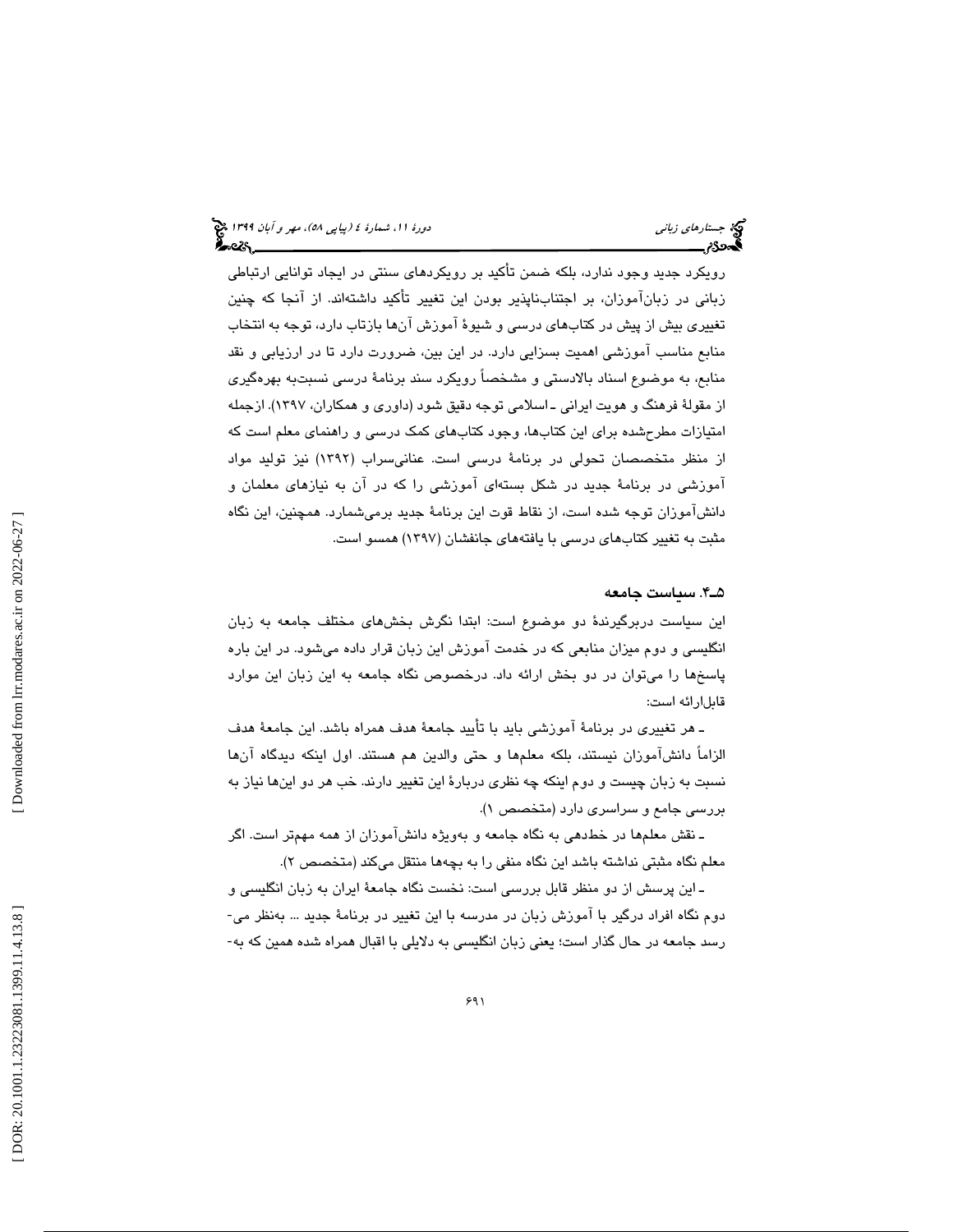رویکرد جدید وجود ندارد، بلکه ضمن تأکید بر رویکردهای سنتی در ایجاد توانایی ارتباطی زبانی در زبان‌آموزان، بر اجتناب‌ناپذیر بودن این تغییر تأکید داشته‌اند. از آنجا که چنین تغییری بیش از پیش در کتاب‌های درسی و شیوهٔ آموزش آن‌ها بازتاب دارد، توجه به انتخاب منابع مناسب آموزشی اهمیت بسزایی دارد. در این بین، ضرورت دارد تا در ارزیابی و نقد منابع، به موضوع اسناد بالادستی و مشخصاً رویکرد سند برنامهٔ درسی نسبت‌به بهره‌گیری از مقولهٔ فرهنگ و هویت ایرانی ـ اسلامی توجه دقیق شود (داوری و همکاران، ۱۳۹۷). ازجمله امتیازات مطرح‌شده برای این کتاب‌ها، وجود کتاب‌های کمک درسی و راهنمای معلم است که از منظر متخصصان تحولی در برنامهٔ درسی است. عنانی‌سراب (۱۳۹۲) نیز تولید مواد آموزشی در برنامهٔ جدید در شکل بسته‌ای آموزشی را که در آن به نیازهای معلمان و دانش‌آموزان توجه شده است، از نقاط قوت این برنامهٔ جدید برمی‌شمارد. همچنین، این نگاه مثبت به تغییر کتاب‌های درسی با یافته‌های جانفشان (۱۳۹۷) همسو است.

## ۵ـ۴. سیاست جامعه

این سیاست دربرگیرندهٔ دو موضوع است: ابتدا نگرش بخش‌های مختلف جامعه به زبان انگلیسی و دوم میزان منابعی که در خدمت آموزش این زبان قرار داده می‌شود. در این باره پاسخ‌ها را می‌توان در دو بخش ارائه داد. درخصوص نگاه جامعه به این زبان این موارد قابل‌ارائه است:

ـ هر تغییری در برنامهٔ آموزشی باید با تأیید جامعهٔ هدف همراه باشد. این جامعهٔ هدف الزاماً دانش‌آموزان نیستند، بلکه معلم‌ها و حتی والدین هم هستند. اول اینکه دیدگاه آن‌ها نسبت به زبان چیست و دوم اینکه چه نظری دربارهٔ این تغییر دارند. خب هر دو این‌ها نیاز به بررسی جامع و سراسری دارد (متخصص ۱).

ـ نقش معلم‌ها در خط‌دهی به نگاه جامعه و به‌ویژه دانش‌آموزان از همه مهم‌تر است. اگر معلم نگاه مثبتی نداشته باشد این نگاه منفی را به بچه‌ها منتقل می‌کند (متخصص ۲).

ـ این پرسش از دو منظر قابل بررسی است: نخست نگاه جامعهٔ ایران به زبان انگلیسی و دوم نگاه افراد درگیر با آموزش زبان در مدرسه با این تغییر در برنامهٔ جدید ... به‌نظر می‌رسد جامعه در حال گذار است؛ یعنی زبان انگلیسی به دلایلی با اقبال همراه شده همین که به-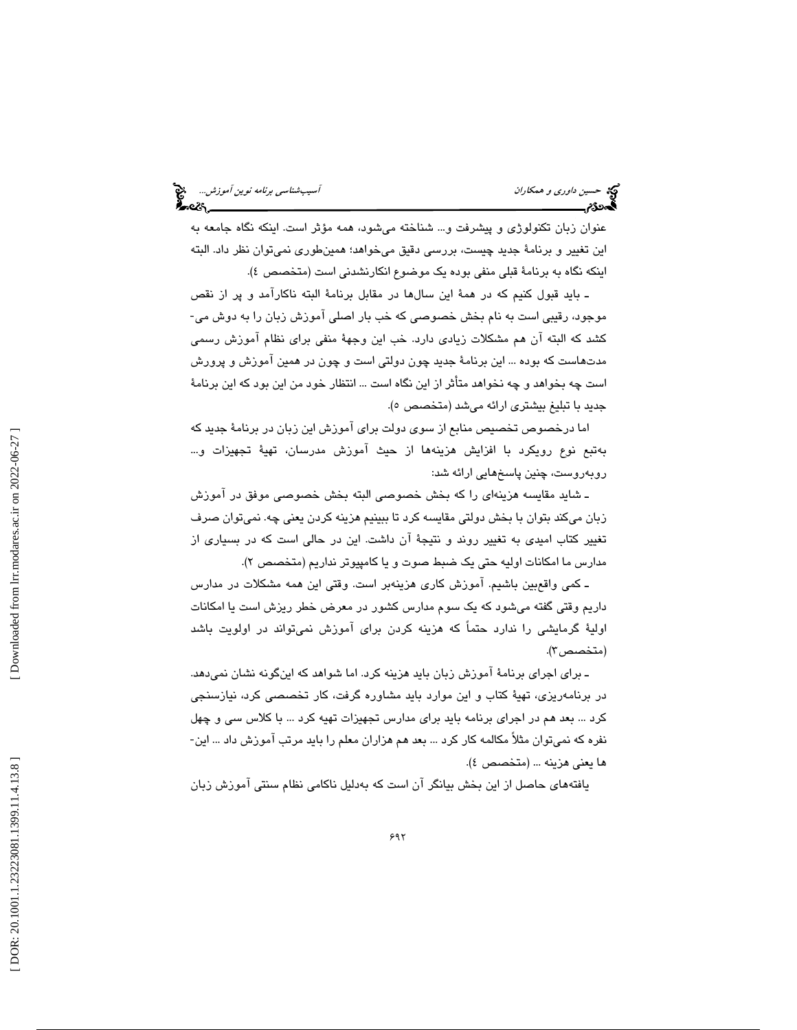عنوان زبان تکنولوژی و پیشرفت و... شناخته می‌شود، همه مؤثر است. اینکه نگاه جامعه به این تغییر و برنامهٔ جدید چیست، بررسی دقیق می‌خواهد؛ همین‌طوری نمی‌توان نظر داد. البته اینکه نگاه به برنامهٔ قبلی منفی بوده یک موضوع انکارنشدنی است (متخصص ٤).

ـ باید قبول کنیم که در همهٔ این سال‌ها در مقابل برنامهٔ البته ناکارآمد و پر از نقص موجود، رقیبی است به نام بخش خصوصی که خب بار اصلی آموزش زبان را به دوش می‌کشد که البته آن هم مشکلات زیادی دارد. خب این وجههٔ منفی برای نظام آموزش رسمی مدت‌هاست که بوده ... این برنامهٔ جدید چون دولتی است و چون در همین آموزش و پرورش است چه بخواهد و چه نخواهد متأثر از این نگاه است ... انتظار خود من این بود که این برنامهٔ جدید با تبلیغ بیشتری ارائه می‌شد (متخصص ٥).

اما درخصوص تخصیص منابع از سوی دولت برای آموزش این زبان در برنامهٔ جدید که به‌تبع نوع رویکرد با افزایش هزینه‌ها از حیث آموزش مدرسان، تهیهٔ تجهیزات و... روبه‌روست، چنین پاسخ‌هایی ارائه شد:

ـ شاید مقایسه هزینه‌ای را که بخش خصوصی البته بخش خصوصی موفق در آموزش زبان می‌کند بتوان با بخش دولتی مقایسه کرد تا ببینیم هزینه کردن یعنی چه. نمی‌توان صرف تغییر کتاب امیدی به تغییر روند و نتیجهٔ آن داشت. این در حالی است که در بسیاری از مدارس ما امکانات اولیه حتی یک ضبط صوت و یا کامپیوتر نداریم (متخصص ٢).

ـ کمی واقع‌بین باشیم. آموزش کاری هزینه‌بر است. وقتی این همه مشکلات در مدارس داریم وقتی گفته می‌شود که یک سوم مدارس کشور در معرض خطر ریزش است یا امکانات اولیهٔ گرمایشی را ندارد حتماً که هزینه کردن برای آموزش نمی‌تواند در اولویت باشد (متخصص٣).

ـ برای اجرای برنامهٔ آموزش زبان باید هزینه کرد. اما شواهد که این‌گونه نشان نمی‌دهد. در برنامه‌ریزی، تهیهٔ کتاب و این موارد باید مشاوره گرفت، کار تخصصی کرد، نیازسنجی کرد ... بعد هم در اجرای برنامه باید برای مدارس تجهیزات تهیه کرد ... با کلاس سی و چهل نفره که نمی‌توان مثلاً مکالمه کار کرد ... بعد هم هزاران معلم را باید مرتب آموزش داد ... این‌ها یعنی هزینه ... (متخصص ٤).

یافته‌های حاصل از این بخش بیانگر آن است که به‌دلیل ناکامی نظام سنتی آموزش زبان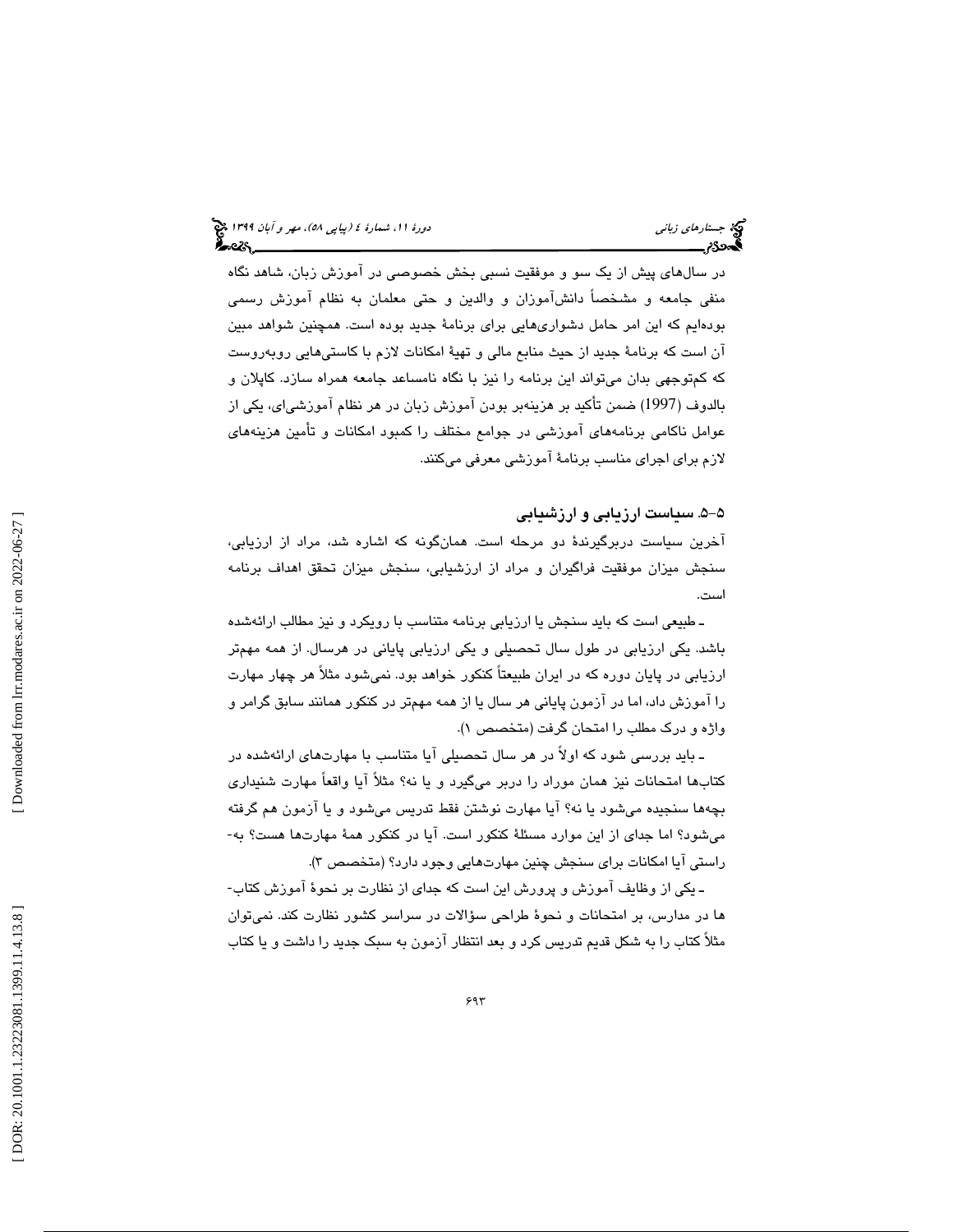در سال‌های پیش از یک سو و موفقیت نسبی بخش خصوصی در آموزش زبان، شاهد نگاه منفی جامعه و مشخصاً دانش‌آموزان و والدین و حتی معلمان به نظام آموزش رسمی بوده‌ایم که این امر حامل دشواری‌هایی برای برنامهٔ جدید بوده است. همچنین شواهد مبین آن است که برنامهٔ جدید از حیث منابع مالی و تهیهٔ امکانات لازم با کاستی‌هایی روبه‌روست که کم‌توجهی بدان می‌تواند این برنامه را نیز با نگاه نامساعد جامعه همراه سازد. کاپلان و بالدوف (1997) ضمن تأکید بر هزینه‌بر بودن آموزش زبان در هر نظام آموزشی‌ای، یکی از عوامل ناکامی برنامه‌های آموزشی در جوامع مختلف را کمبود امکانات و تأمین هزینه‌های لازم برای اجرای مناسب برنامهٔ آموزشی معرفی می‌کنند.

### ۵-۵. سیاست ارزیابی و ارزشیابی

آخرین سیاست دربرگیرندهٔ دو مرحله است. همان‌گونه که اشاره شد، مراد از ارزیابی، سنجش میزان موفقیت فراگیران و مراد از ارزشیابی، سنجش میزان تحقق اهداف برنامه است.

ـ طبیعی است که باید سنجش یا ارزیابی برنامه متناسب با رویکرد و نیز مطالب ارائه‌شده باشد. یکی ارزیابی در طول سال تحصیلی و یکی ارزیابی پایانی در هرسال. از همه مهم‌تر ارزیابی در پایان دوره که در ایران طبیعتاً کنکور خواهد بود. نمی‌شود مثلاً هر چهار مهارت را آموزش داد، اما در آزمون پایانی هر سال یا از همه مهم‌تر در کنکور همانند سابق گرامر و واژه و درک مطلب را امتحان گرفت (متخصص ۱).

ـ باید بررسی شود که اولاً در هر سال تحصیلی آیا متناسب با مهارت‌های ارائه‌شده در کتاب‌ها امتحانات نیز همان موراد را دربر می‌گیرد و یا نه؟ مثلاً آیا واقعاً مهارت شنیداری بچه‌ها سنجیده می‌شود یا نه؟ آیا مهارت نوشتن فقط تدریس می‌شود و یا آزمون هم گرفته می‌شود؟ اما جدای از این موارد مسئلهٔ کنکور است. آیا در کنکور همهٔ مهارت‌ها هست؟ به‌راستی آیا امکانات برای سنجش چنین مهارت‌هایی وجود دارد؟ (متخصص ۳).

ـ یکی از وظایف آموزش و پرورش این است که جدای از نظارت بر نحوهٔ آموزش کتاب‌ها در مدارس، بر امتحانات و نحوهٔ طراحی سؤالات در سراسر کشور نظارت کند. نمی‌توان مثلاً کتاب را به شکل قدیم تدریس کرد و بعد انتظار آزمون به سبک جدید را داشت و یا کتاب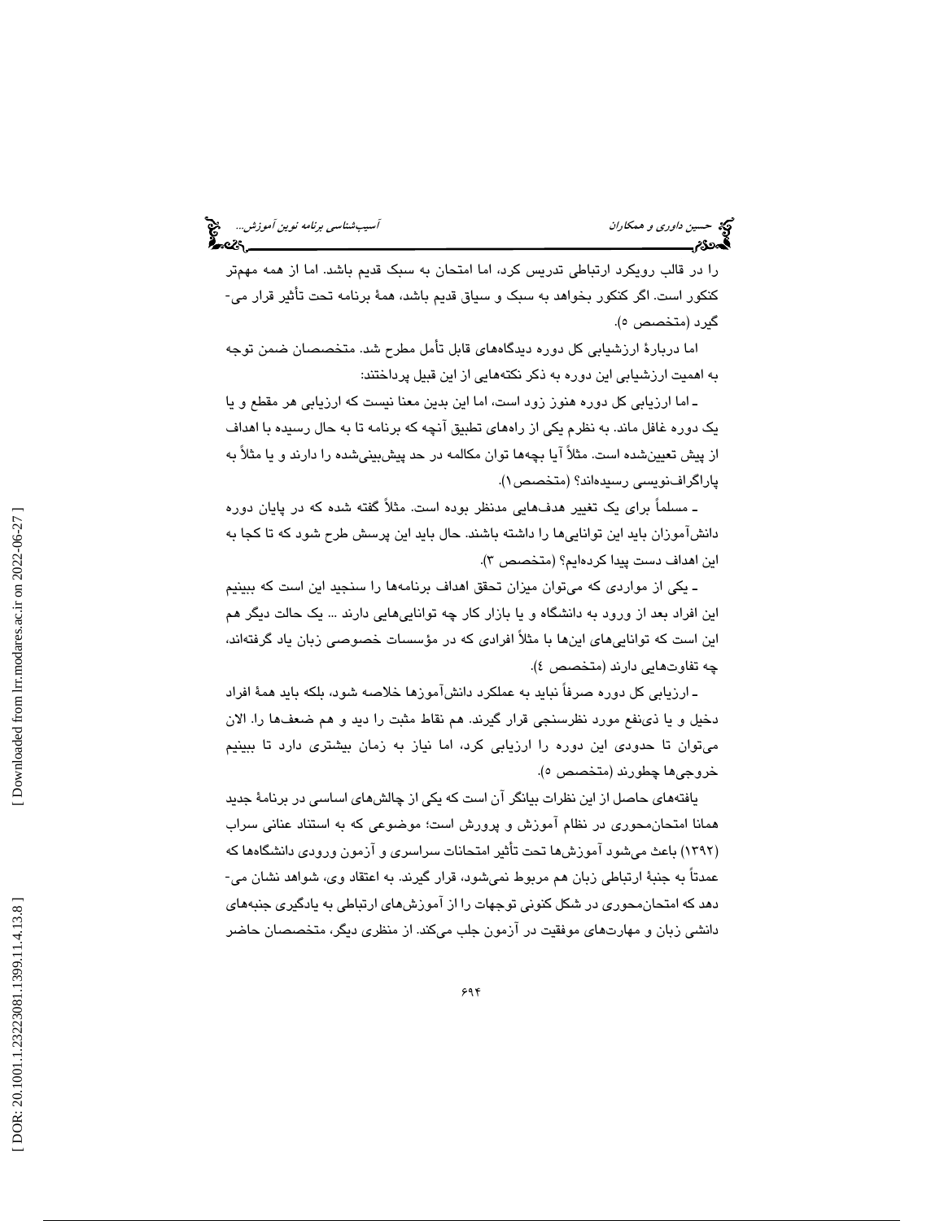را در قالب رویکرد ارتباطی تدریس کرد، اما امتحان به سبک قدیم باشد. اما از همه مهم‌تر کنکور است. اگر کنکور بخواهد به سبک و سیاق قدیم باشد، همهٔ برنامه تحت تأثیر قرار می‌گیرد (متخصص ۵).

اما دربارهٔ ارزشیابی کل دوره دیدگاه‌های قابل تأمل مطرح شد. متخصصان ضمن توجه به اهمیت ارزشیابی این دوره به ذکر نکته‌هایی از این قبیل پرداختند:

ـ اما ارزیابی کل دوره هنوز زود است، اما این بدین معنا نیست که ارزیابی هر مقطع و یا یک دوره غافل ماند. به نظرم یکی از راه‌های تطبیق آنچه که برنامه تا به حال رسیده با اهداف از پیش تعیین‌شده است. مثلاً آیا بچه‌ها توان مکالمه در حد پیش‌بینی‌شده را دارند و یا مثلاً به پاراگراف‌نویسی رسیده‌اند؟ (متخصص۱).

ـ مسلماً برای یک تغییر هدف‌هایی مدنظر بوده است. مثلاً گفته شده که در پایان دوره دانش‌آموزان باید این توانایی‌ها را داشته باشند. حال باید این پرسش طرح شود که تا کجا به این اهداف دست پیدا کرده‌ایم؟ (متخصص ۳).

ـ یکی از مواردی که می‌توان میزان تحقق اهداف برنامه‌ها را سنجید این است که ببینیم این افراد بعد از ورود به دانشگاه و یا بازار کار چه توانایی‌هایی دارند ... یک حالت دیگر هم این است که توانایی‌های این‌ها با مثلاً افرادی که در مؤسسات خصوصی زبان یاد گرفته‌اند، چه تفاوت‌هایی دارند (متخصص ٤).

ـ ارزیابی کل دوره صرفاً نباید به عملکرد دانش‌آموزها خلاصه شود، بلکه باید همهٔ افراد دخیل و یا ذی‌نفع مورد نظرسنجی قرار گیرند. هم نقاط مثبت را دید و هم ضعف‌ها را. الان می‌توان تا حدودی این دوره را ارزیابی کرد، اما نیاز به زمان بیشتری دارد تا ببینیم خروجی‌ها چطورند (متخصص ۵).

یافته‌های حاصل از این نظرات بیانگر آن است که یکی از چالش‌های اساسی در برنامهٔ جدید همانا امتحان‌محوری در نظام آموزش و پرورش است؛ موضوعی که به استناد عنانی سراب (۱۳۹۲) باعث می‌شود آموزش‌ها تحت تأثیر امتحانات سراسری و آزمون ورودی دانشگاه‌ها که عمدتاً به جنبهٔ ارتباطی زبان هم مربوط نمی‌شود، قرار گیرند. به اعتقاد وی، شواهد نشان می‌دهد که امتحان‌محوری در شکل کنونی توجهات را از آموزش‌های ارتباطی به یادگیری جنبه‌های دانشی زبان و مهارت‌های موفقیت در آزمون جلب می‌کند. از منظری دیگر، متخصصان حاضر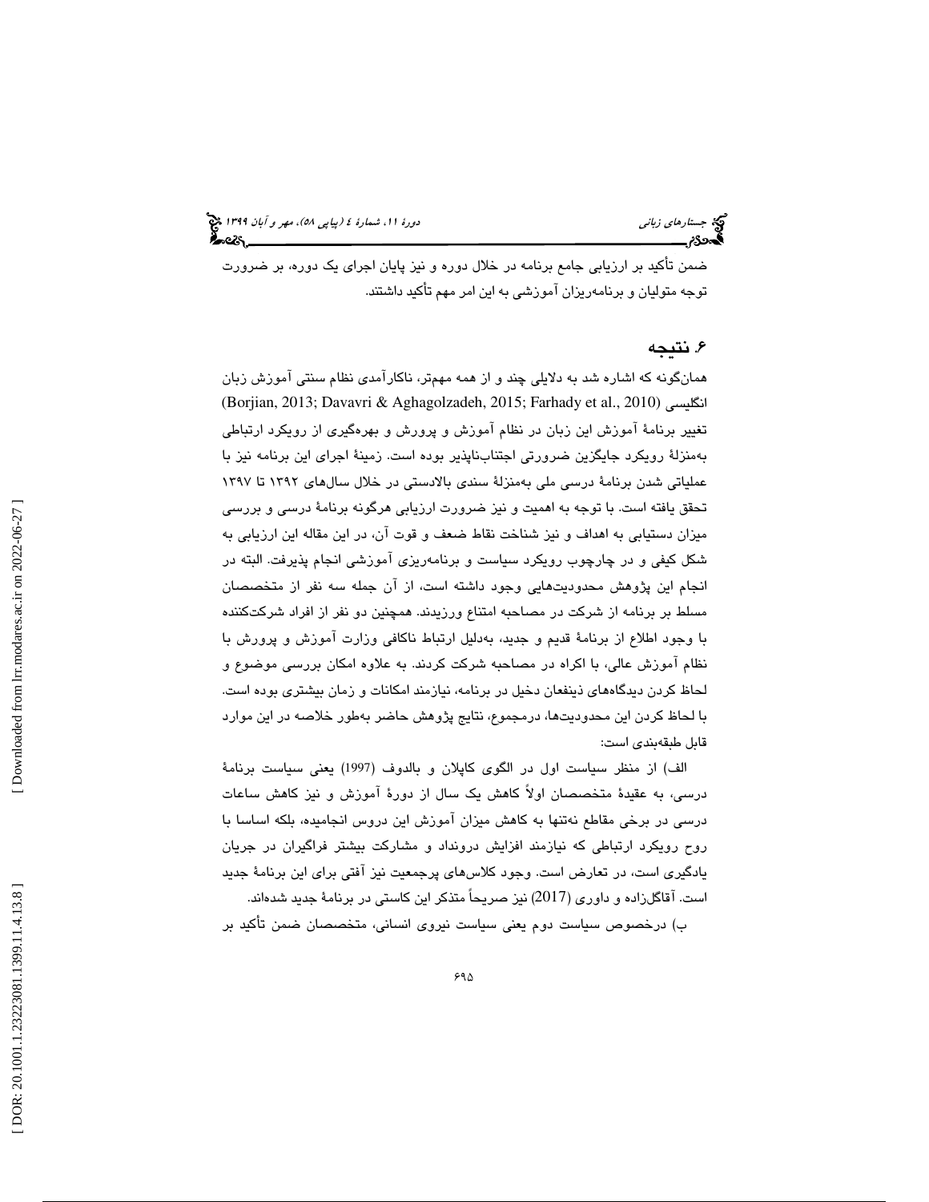ضمن تأکید بر ارزیابی جامع برنامه در خلال دوره و نیز پایان اجرای یک دوره، بر ضرورت توجه متولیان و برنامه‌ریزان آموزشی به این امر مهم تأکید داشتند.

## ۶. نتیجه

همان‌گونه که اشاره شد به دلایلی چند و از همه مهم‌تر، ناکارآمدی نظام سنتی آموزش زبان انگلیسی (Borjian, 2013; Davavri & Aghagolzadeh, 2015; Farhady et al., 2010) تغییر برنامهٔ آموزش این زبان در نظام آموزش و پرورش و بهره‌گیری از رویکرد ارتباطی به‌منزلهٔ رویکرد جایگزین ضرورتی اجتناب‌ناپذیر بوده است. زمینهٔ اجرای این برنامه نیز با عملیاتی شدن برنامهٔ درسی ملی به‌منزلهٔ سندی بالادستی در خلال سال‌های ۱۳۹۲ تا ۱۳۹۷ تحقق یافته است. با توجه به اهمیت و نیز ضرورت ارزیابی هرگونه برنامهٔ درسی و بررسی میزان دستیابی به اهداف و نیز شناخت نقاط ضعف و قوت آن، در این مقاله این ارزیابی به شکل کیفی و در چارچوب رویکرد سیاست و برنامه‌ریزی آموزشی انجام پذیرفت. البته در انجام این پژوهش محدودیت‌هایی وجود داشته است، از آن جمله سه نفر از متخصصان مسلط بر برنامه از شرکت در مصاحبه امتناع ورزیدند. همچنین دو نفر از افراد شرکت‌کننده با وجود اطلاع از برنامهٔ قدیم و جدید، به‌دلیل ارتباط ناکافی وزارت آموزش و پرورش با نظام آموزش عالی، با اکراه در مصاحبه شرکت کردند. به علاوه امکان بررسی موضوع و لحاظ کردن دیدگاه‌های ذینفعان دخیل در برنامه، نیازمند امکانات و زمان بیشتری بوده است. با لحاظ کردن این محدودیت‌ها، درمجموع، نتایج پژوهش حاضر به‌طور خلاصه در این موارد قابل طبقه‌بندی است:

الف) از منظر سیاست اول در الگوی کاپلان و بالدوف (1997) یعنی سیاست برنامهٔ درسی، به عقیدهٔ متخصصان اولاً کاهش یک سال از دورهٔ آموزش و نیز کاهش ساعات درسی در برخی مقاطع نه‌تنها به کاهش میزان آموزش این دروس انجامیده، بلکه اساسا با روح رویکرد ارتباطی که نیازمند افزایش درونداد و مشارکت بیشتر فراگیران در جریان یادگیری است، در تعارض است. وجود کلاس‌های پرجمعیت نیز آفتی برای این برنامهٔ جدید است. آقاگل‌زاده و داوری (2017) نیز صریحاً متذکر این کاستی در برنامهٔ جدید شده‌اند.

ب) درخصوص سیاست دوم یعنی سیاست نیروی انسانی، متخصصان ضمن تأکید بر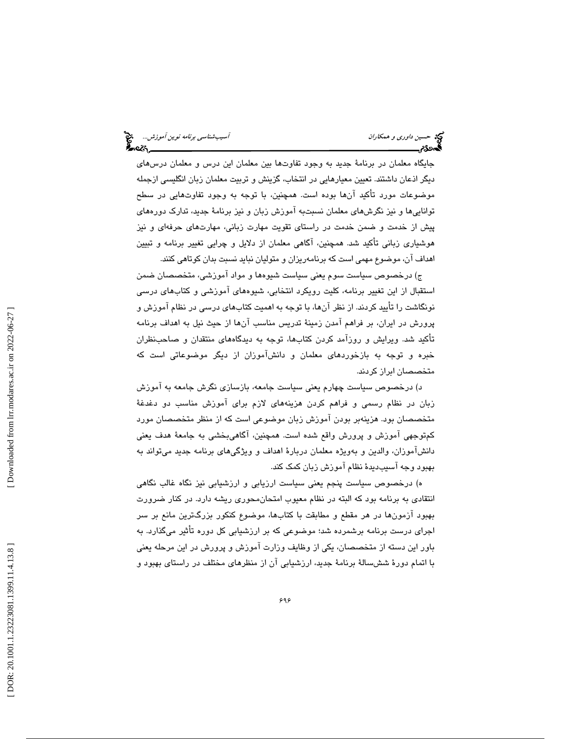جایگاه معلمان در برنامهٔ جدید به وجود تفاوت‌ها بین معلمان این درس و معلمان درس‌های دیگر اذعان داشتند. تعیین معیارهایی در انتخاب، گزینش و تربیت معلمان زبان انگلیسی ازجمله موضوعات مورد تأکید آن‌ها بوده است. همچنین، با توجه به وجود تفاوت‌هایی در سطح توانایی‌ها و نیز نگرش‌های معلمان نسبت‌به آموزش زبان و نیز برنامهٔ جدید، تدارک دوره‌های پیش از خدمت و ضمن خدمت در راستای تقویت مهارت زبانی، مهارت‌های حرفه‌ای و نیز هوشیاری زبانی تأکید شد. همچنین، آگاهی معلمان از دلایل و چرایی تغییر برنامه و تبیین اهداف آن، موضوع مهمی است که برنامه‌ریزان و متولیان نباید نسبت بدان کوتاهی کنند.

ج) درخصوص سیاست سوم یعنی سیاست شیوه‌ها و مواد آموزشی، متخصصان ضمن استقبال از این تغییر برنامه، کلیت رویکرد انتخابی، شیوه‌های آموزشی و کتاب‌های درسی نونگاشت را تأیید کردند. از نظر آن‌ها، با توجه به اهمیت کتاب‌های درسی در نظام آموزش و پرورش در ایران، بر فراهم آمدن زمینهٔ تدریس مناسب آن‌ها از حیث نیل به اهداف برنامه تأکید شد. ویرایش و روزآمد کردن کتاب‌ها، توجه به دیدگاه‌های منتقدان و صاحب‌نظران خبره و توجه به بازخوردهای معلمان و دانش‌آموزان از دیگر موضوعاتی است که متخصصان ابراز کردند.

د) درخصوص سیاست چهارم یعنی سیاست جامعه، بازسازی نگرش جامعه به آموزش زبان در نظام رسمی و فراهم کردن هزینه‌های لازم برای آموزش مناسب دو دغدغهٔ متخصصان بود. هزینه‌بر بودن آموزش زبان موضوعی است که از منظر متخصصان مورد کم‌توجهی آموزش و پرورش واقع شده است. همچنین، آگاهی‌بخشی به جامعهٔ هدف یعنی دانش‌آموزان، والدین و به‌ویژه معلمان دربارهٔ اهداف و ویژگی‌های برنامه جدید می‌تواند به بهبود وجه آسیب‌دیدهٔ نظام آموزش زبان کمک کند.

ه) درخصوص سیاست پنجم یعنی سیاست ارزیابی و ارزشیابی نیز نگاه غالب نگاهی انتقادی به برنامه بود که البته در نظام معیوب امتحان‌محوری ریشه دارد. در کنار ضرورت بهبود آزمون‌ها در هر مقطع و مطابقت با کتاب‌ها، موضوع کنکور بزرگ‌ترین مانع بر سر اجرای درست برنامه برشمرده شد؛ موضوعی که بر ارزشیابی کل دوره تأثیر می‌گذارد. به باور این دسته از متخصصان، یکی از وظایف وزارت آموزش و پرورش در این مرحله یعنی با اتمام دورهٔ شش‌سالهٔ برنامهٔ جدید، ارزشیابی آن از منظرهای مختلف در راستای بهبود و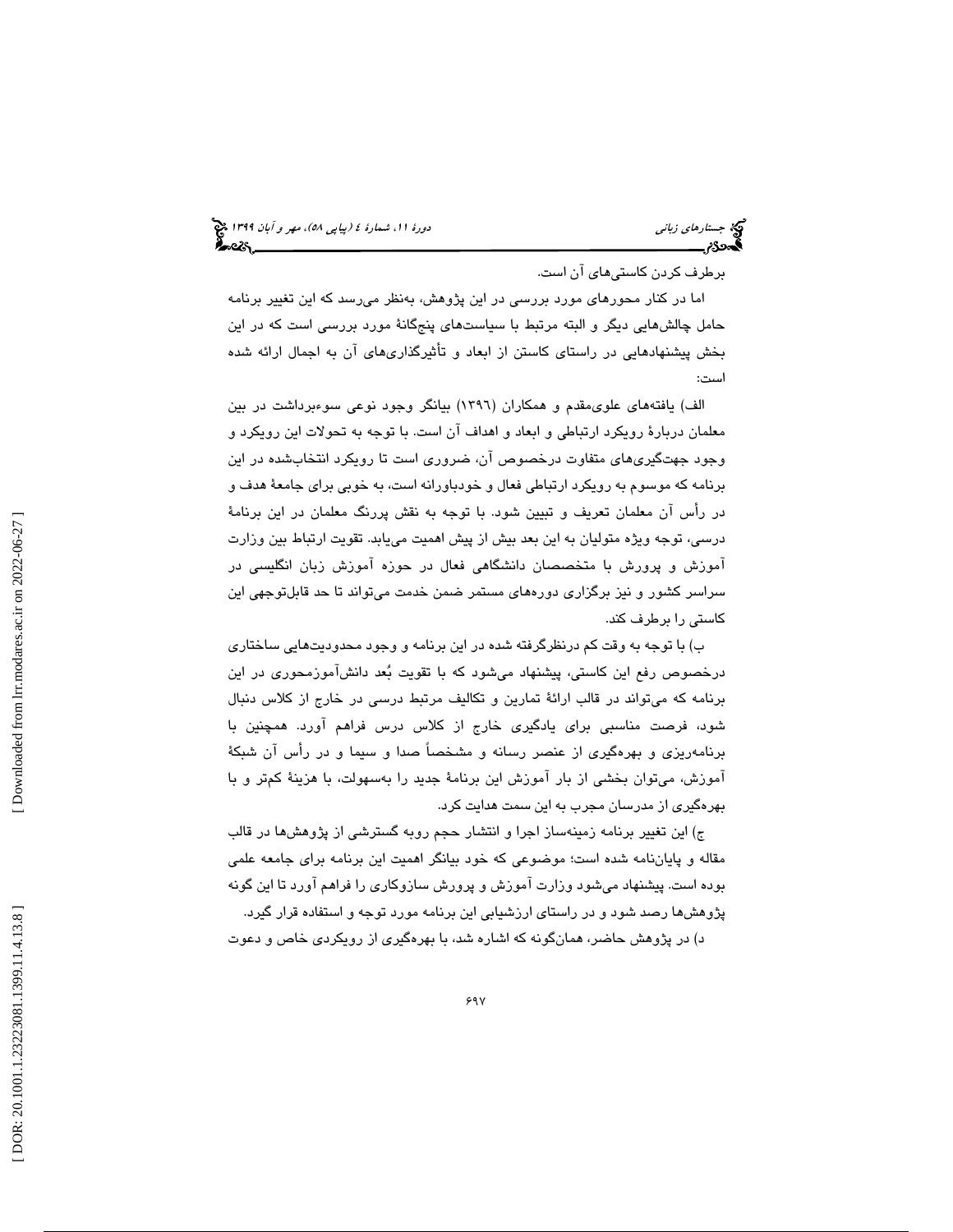برطرف کردن کاستی‌های آن است.

اما در کنار محورهای مورد بررسی در این پژوهش، به‌نظر می‌رسد که این تغییر برنامه حامل چالش‌هایی دیگر و البته مرتبط با سیاست‌های پنجگانهٔ مورد بررسی است که در این بخش پیشنهادهایی در راستای کاستن از ابعاد و تأثیرگذاری‌های آن به اجمال ارائه شده است:

الف) یافته‌های علوی‌مقدم و همکاران (۱۳۹٦) بیانگر وجود نوعی سوءبرداشت در بین معلمان دربارهٔ رویکرد ارتباطی و ابعاد و اهداف آن است. با توجه به تحولات این رویکرد و وجود جهت‌گیری‌های متفاوت درخصوص آن، ضروری است تا رویکرد انتخاب‌شده در این برنامه که موسوم به رویکرد ارتباطی فعال و خودباورانه است، به خوبی برای جامعهٔ هدف و در رأس آن معلمان تعریف و تبیین شود. با توجه به نقش پررنگ معلمان در این برنامهٔ درسی، توجه ویژه متولیان به این بعد بیش از پیش اهمیت می‌یابد. تقویت ارتباط بین وزارت آموزش و پرورش با متخصصان دانشگاهی فعال در حوزه آموزش زبان انگلیسی در سراسر کشور و نیز برگزاری دوره‌های مستمر ضمن خدمت می‌تواند تا حد قابل‌توجهی این کاستی را برطرف کند.

ب) با توجه به وقت کم درنظرگرفته شده در این برنامه و وجود محدودیت‌هایی ساختاری درخصوص رفع این کاستی، پیشنهاد می‌شود که با تقویت بُعد دانش‌آموزمحوری در این برنامه که می‌تواند در قالب ارائهٔ تمارین و تکالیف مرتبط درسی در خارج از کلاس دنبال شود، فرصت مناسبی برای یادگیری خارج از کلاس درس فراهم آورد. همچنین با برنامه‌ریزی و بهره‌گیری از عنصر رسانه و مشخصاً صدا و سیما و در رأس آن شبکهٔ آموزش، می‌توان بخشی از بار آموزش این برنامهٔ جدید را به‌سهولت، با هزینهٔ کم‌تر و با بهره‌گیری از مدرسان مجرب به این سمت هدایت کرد.

ج) این تغییر برنامه زمینه‌ساز اجرا و انتشار حجم روبه گسترشی از پژوهش‌ها در قالب مقاله و پایان‌نامه شده است؛ موضوعی که خود بیانگر اهمیت این برنامه برای جامعه علمی بوده است. پیشنهاد می‌شود وزارت آموزش و پرورش سازوکاری را فراهم آورد تا این گونه پژوهش‌ها رصد شود و در راستای ارزشیابی این برنامه مورد توجه و استفاده قرار گیرد.

د) در پژوهش حاضر، همان‌گونه که اشاره شد، با بهره‌گیری از رویکردی خاص و دعوت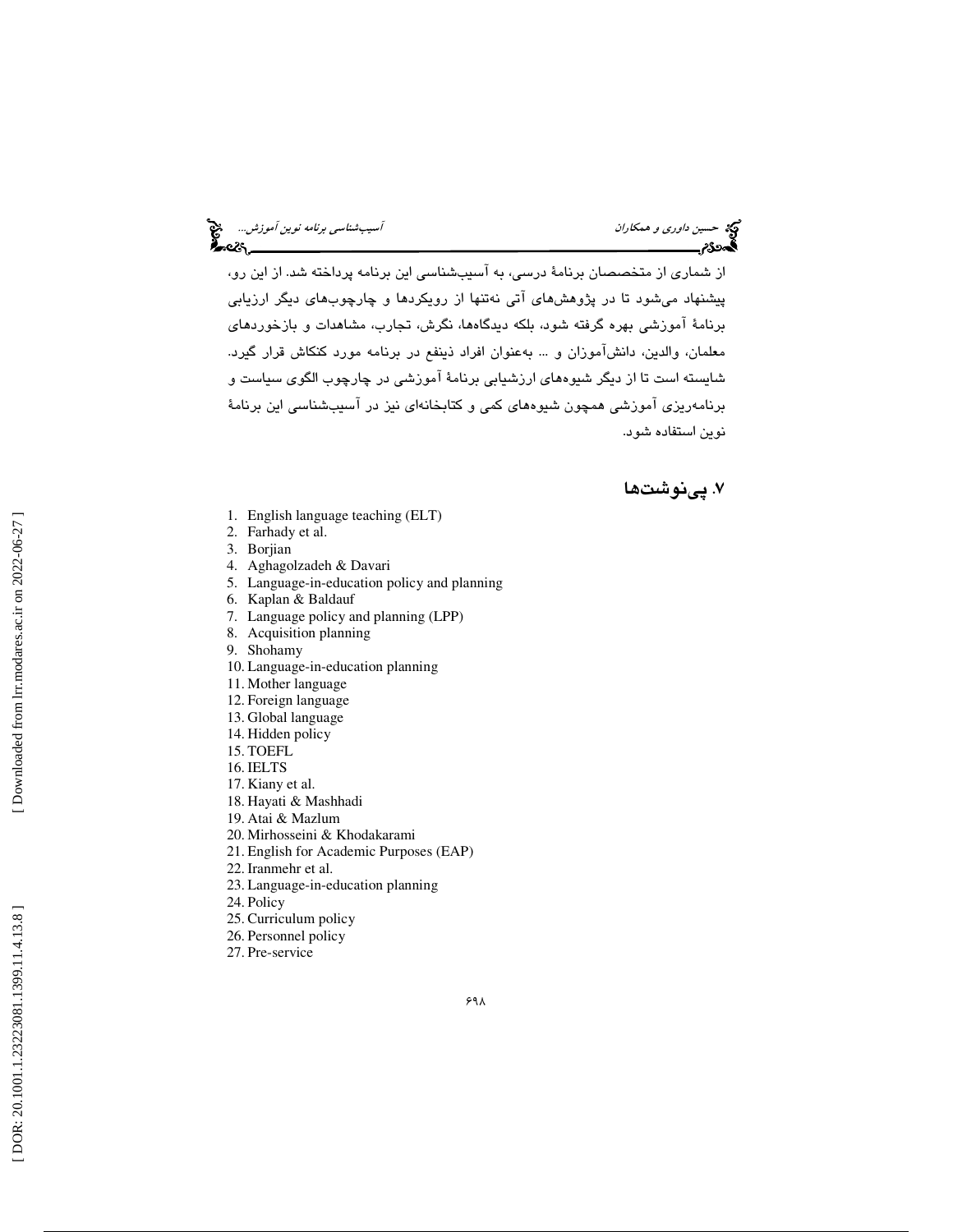از شماری از متخصصان برنامهٔ درسی، به آسیب‌شناسی این برنامه پرداخته شد. از این رو، پیشنهاد می‌شود تا در پژوهش‌های آتی نه‌تنها از رویکردها و چارچوب‌های دیگر ارزیابی برنامهٔ آموزشی بهره گرفته شود، بلکه دیدگاه‌ها، نگرش، تجارب، مشاهدات و بازخوردهای معلمان، والدین، دانش‌آموزان و ... به‌عنوان افراد ذینفع در برنامه مورد کنکاش قرار گیرد. شایسته است تا از دیگر شیوه‌های ارزشیابی برنامهٔ آموزشی در چارچوب الگوی سیاست و برنامه‌ریزی آموزشی همچون شیوه‌های کمی و کتابخانه‌ای نیز در آسیب‌شناسی این برنامهٔ نوین استفاده شود.

## ۷. پی‌نوشت‌ها

1. English language teaching (ELT)
2. Farhady et al.
3. Borjian
4. Aghagolzadeh & Davari
5. Language-in-education policy and planning
6. Kaplan & Baldauf
7. Language policy and planning (LPP)
8. Acquisition planning
9. Shohamy
10. Language-in-education planning
11. Mother language
12. Foreign language
13. Global language
14. Hidden policy
15. TOEFL
16. IELTS
17. Kiany et al.
18. Hayati & Mashhadi
19. Atai & Mazlum
20. Mirhosseini & Khodakarami
21. English for Academic Purposes (EAP)
22. Iranmehr et al.
23. Language-in-education planning
24. Policy
25. Curriculum policy
26. Personnel policy
27. Pre-service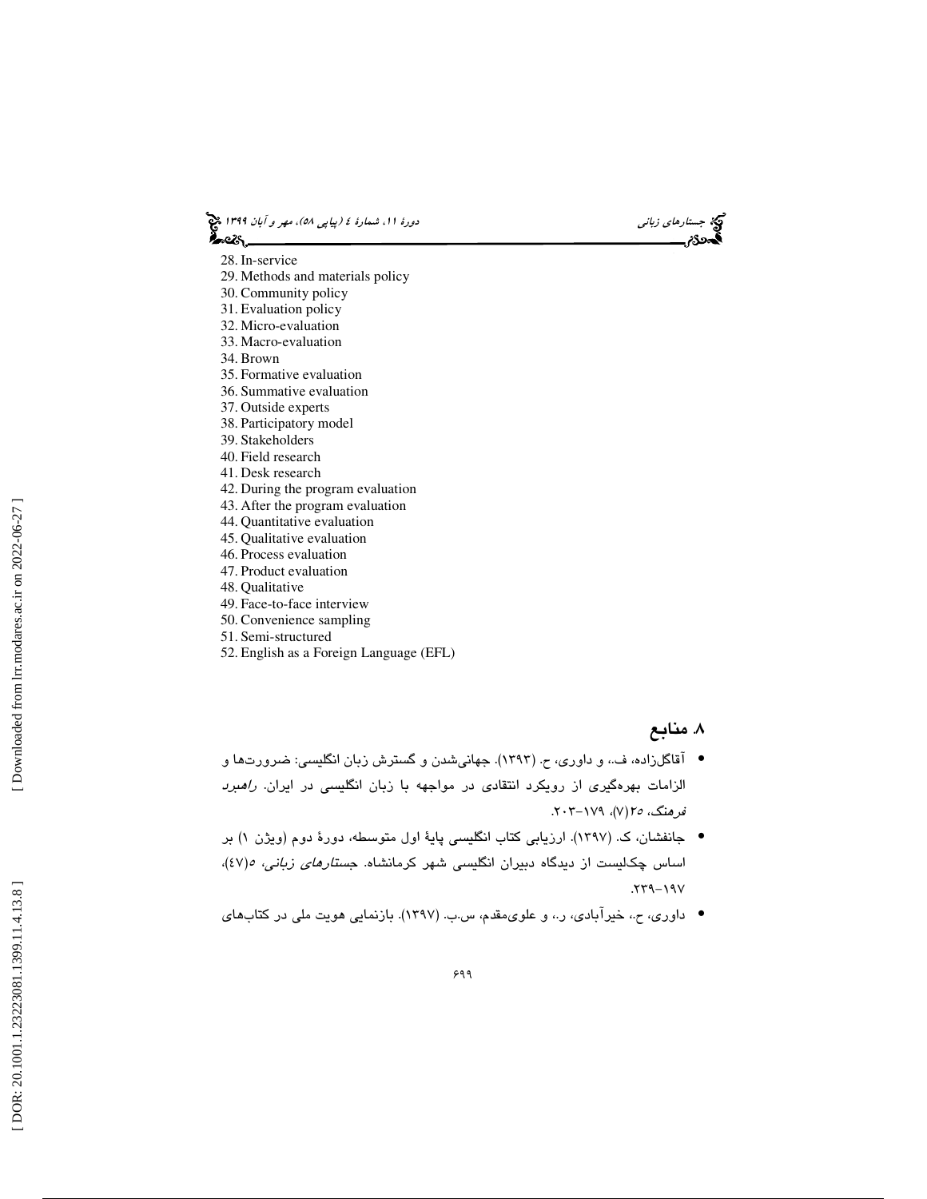28. In-service
29. Methods and materials policy
30. Community policy
31. Evaluation policy
32. Micro-evaluation
33. Macro-evaluation
34. Brown
35. Formative evaluation
36. Summative evaluation
37. Outside experts
38. Participatory model
39. Stakeholders
40. Field research
41. Desk research
42. During the program evaluation
43. After the program evaluation
44. Quantitative evaluation
45. Qualitative evaluation
46. Process evaluation
47. Product evaluation
48. Qualitative
49. Face-to-face interview
50. Convenience sampling
51. Semi-structured
52. English as a Foreign Language (EFL)

## ۸. منابع

- آقاگل‌زاده، ف.، و داوری، ح. (۱۳۹۳). جهانی‌شدن و گسترش زبان انگلیسی: ضرورت‌ها و الزامات بهره‌گیری از رویکرد انتقادی در مواجهه با زبان انگلیسی در ایران. *راهبرد فرهنگ*، ۲۵(۷)، ۱۷۹-۲۰۳.
- جانفشان، ک. (۱۳۹۷). ارزیابی کتاب انگلیسی پایهٔ اول متوسطه، دورهٔ دوم (ویژن ۱) بر اساس چک‌لیست از دیدگاه دبیران انگلیسی شهر کرمانشاه. *جستارهای زبانی*، ۵(۴۷)، ۱۹۷-۲۳۹.
- داوری، ح.، خیرآبادی، ر.، و علوی‌مقدم، س.ب. (۱۳۹۷). بازنمایی هویت ملی در کتاب‌های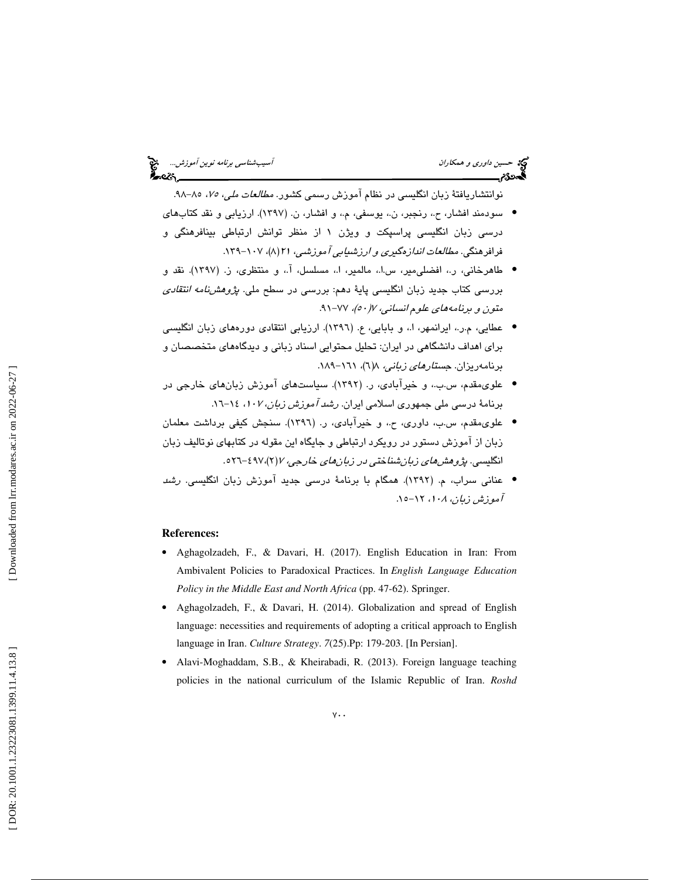نوانتشاریافتهٔ زبان انگلیسی در نظام آموزش رسمی کشور. *مطالعات ملی، ۷۵*، ۸۵–۹۸.

- سودمند افشار، ح.، رنجبر، ن.، یوسفی، م.، و افشار، ن. (۱۳۹۷). ارزیابی و نقد کتاب‌های درسی زبان انگلیسی پراسپکت و ویژن ۱ از منظر توانش ارتباطی بینافرهنگی و فرافرهنگی. *مطالعات اندازه‌گیری و ارزشیابی آموزشی*، ۲۱(۸)، ۱۰۷–۱۳۹.
- طاهرخانی، ر.، افضلی‌میر، س.ا.، مالمیر، ا.، مسلسل، آ.، و منتظری، ز. (۱۳۹۷). نقد و بررسی کتاب جدید زبان انگلیسی پایهٔ دهم: بررسی در سطح ملی. *پژوهش‌نامه انتقادی متون و برنامه‌های علوم انسانی، ۷(۵۰)*، ۷۷–۹۱.
- عطایی، م.ر.، ایرانمهر، ا.، و بابایی، ع. (۱۳۹٦). ارزیابی انتقادی دوره‌های زبان انگلیسی برای اهداف دانشگاهی در ایران: تحلیل محتوایی اسناد زبانی و دیدگاه‌های متخصصان و برنامه‌ریزان. *جستارهای زبانی*، ۸(٦)، ١٦١–١٨٩.
- علوی‌مقدم، س.ب.، و خیرآبادی، ر. (۱۳۹۲). سیاست‌های آموزش زبان‌های خارجی در برنامهٔ درسی ملی جمهوری اسلامی ایران. *رشد آموزش زبان*، ۱۰۷، ١٤–١٦.
- علوی‌مقدم، س.ب، داوری، ح.، و خیرآبادی، ر. (۱۳۹٦). سنجش کیفی برداشت معلمان زبان از آموزش دستور در رویکرد ارتباطی و جایگاه این مقوله در کتابهای نوتالیف زبان انگلیسی. *پژوهش‌های زبان‌شناختی در زبان‌های خارجی*، ۷(۲)،٤٩٧–٥٢٦.
- عنانی سراب، م. (۱۳۹۲). همگام با برنامهٔ درسی جدید آموزش زبان انگلیسی. *رشد آموزش زبان*، ۱۰۸، ۱۲–۱۵.

## References:

- Aghagolzadeh, F., & Davari, H. (2017). English Education in Iran: From Ambivalent Policies to Paradoxical Practices. In *English Language Education Policy in the Middle East and North Africa* (pp. 47-62). Springer.
- Aghagolzadeh, F., & Davari, H. (2014). Globalization and spread of English language: necessities and requirements of adopting a critical approach to English language in Iran. *Culture Strategy*. *7*(25).Pp: 179-203. [In Persian].
- Alavi-Moghaddam, S.B., & Kheirabadi, R. (2013). Foreign language teaching policies in the national curriculum of the Islamic Republic of Iran. *Roshd*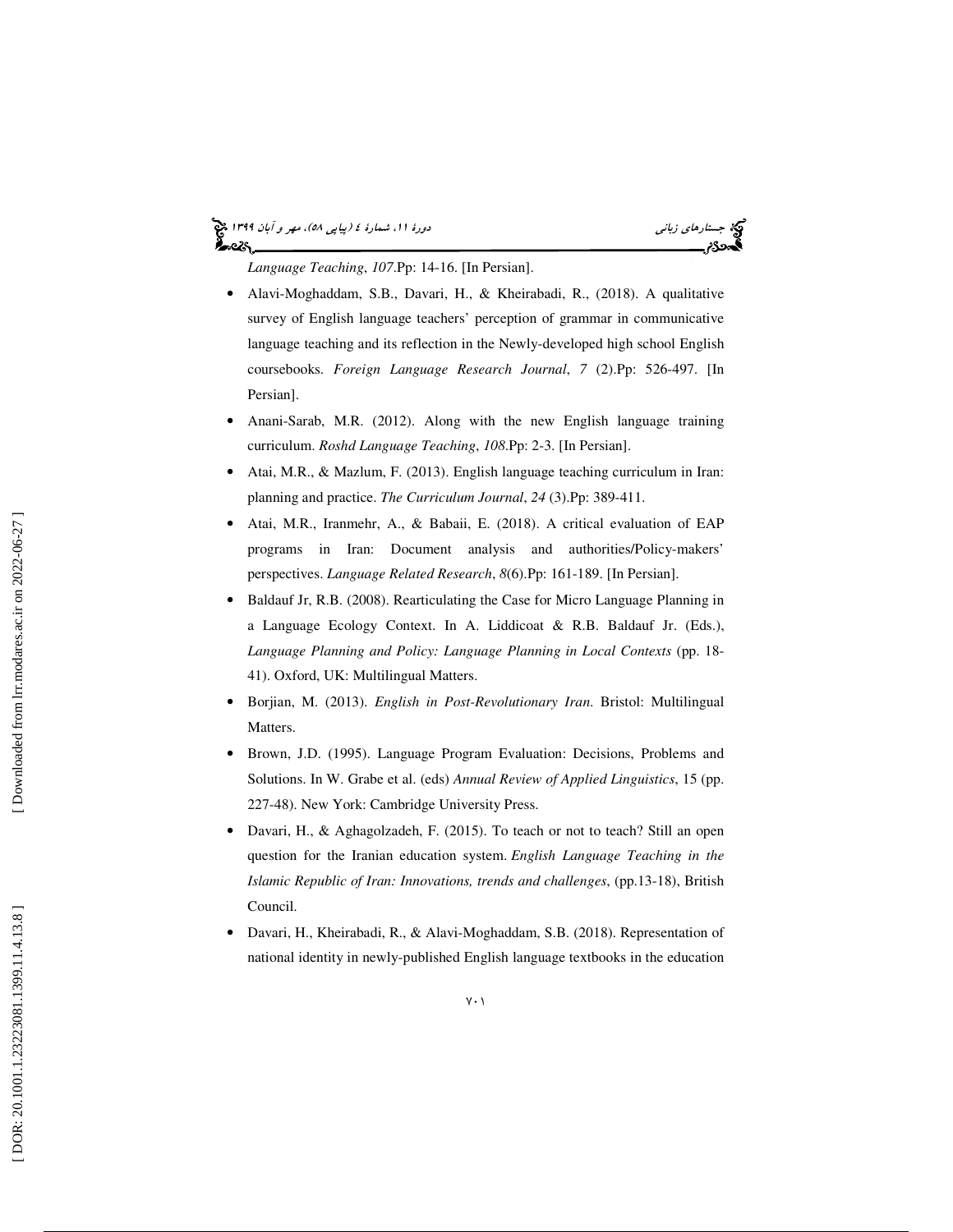*Language Teaching*, *107*.Pp: 14-16. [In Persian].

- Alavi-Moghaddam, S.B., Davari, H., & Kheirabadi, R., (2018). A qualitative survey of English language teachers' perception of grammar in communicative language teaching and its reflection in the Newly-developed high school English coursebooks. *Foreign Language Research Journal*, *7* (2).Pp: 526-497. [In Persian].
- Anani-Sarab, M.R. (2012). Along with the new English language training curriculum. *Roshd Language Teaching*, *108*.Pp: 2-3. [In Persian].
- Atai, M.R., & Mazlum, F. (2013). English language teaching curriculum in Iran: planning and practice. *The Curriculum Journal*, *24* (3).Pp: 389-411.
- Atai, M.R., Iranmehr, A., & Babaii, E. (2018). A critical evaluation of EAP programs in Iran: Document analysis and authorities/Policy-makers' perspectives. *Language Related Research*, *8*(6).Pp: 161-189. [In Persian].
- Baldauf Jr, R.B. (2008). Rearticulating the Case for Micro Language Planning in a Language Ecology Context. In A. Liddicoat & R.B. Baldauf Jr. (Eds.), *Language Planning and Policy: Language Planning in Local Contexts* (pp. 18-41). Oxford, UK: Multilingual Matters.
- Borjian, M. (2013). *English in Post-Revolutionary Iran*. Bristol: Multilingual Matters.
- Brown, J.D. (1995). Language Program Evaluation: Decisions, Problems and Solutions. In W. Grabe et al. (eds) *Annual Review of Applied Linguistics*, 15 (pp. 227-48). New York: Cambridge University Press.
- Davari, H., & Aghagolzadeh, F. (2015). To teach or not to teach? Still an open question for the Iranian education system. *English Language Teaching in the Islamic Republic of Iran: Innovations, trends and challenges*, (pp.13-18), British Council.
- Davari, H., Kheirabadi, R., & Alavi-Moghaddam, S.B. (2018). Representation of national identity in newly-published English language textbooks in the education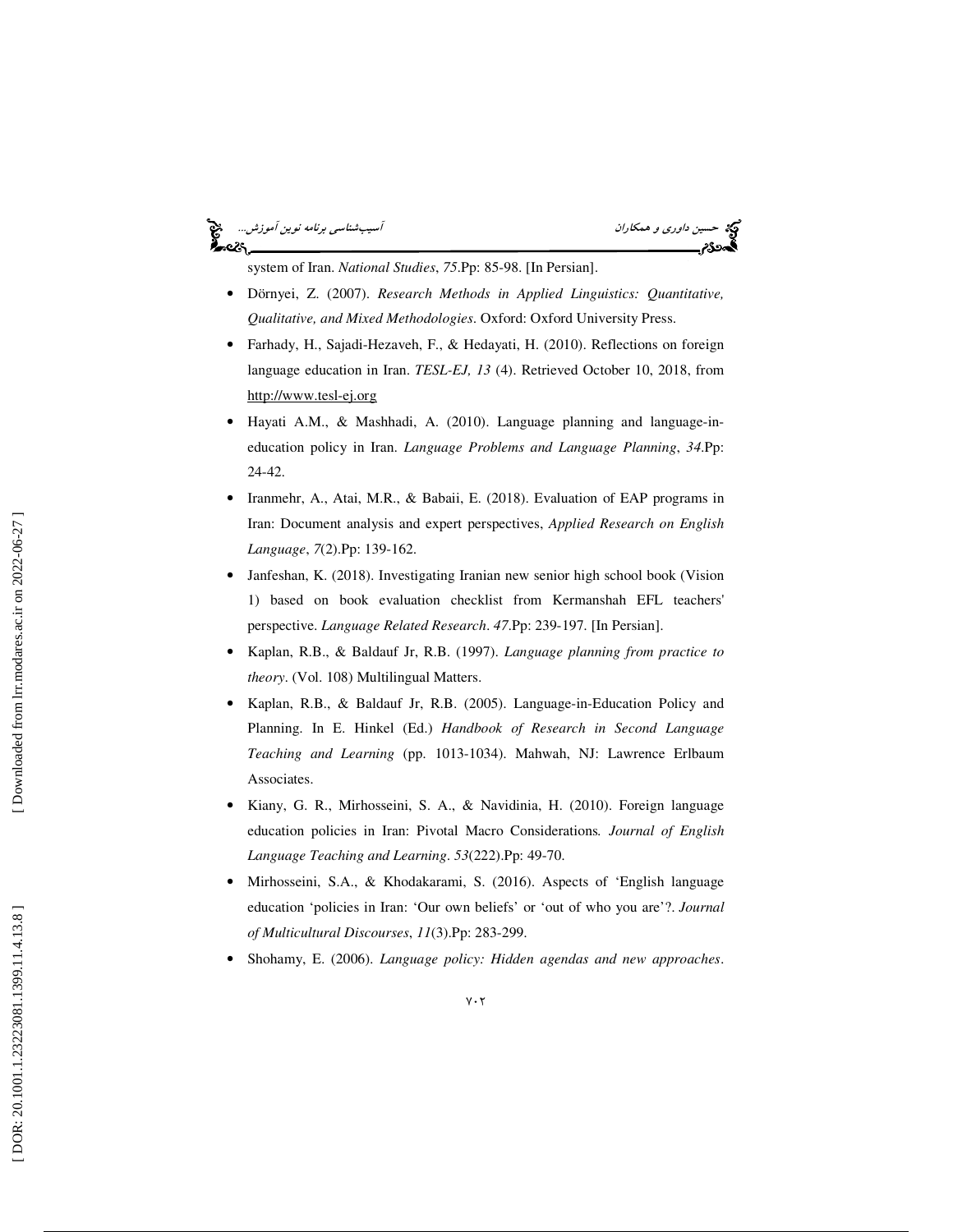system of Iran. *National Studies*, *75*.Pp: 85-98. [In Persian].

- Dörnyei, Z. (2007). *Research Methods in Applied Linguistics: Quantitative, Qualitative, and Mixed Methodologies*. Oxford: Oxford University Press.
- Farhady, H., Sajadi-Hezaveh, F., & Hedayati, H. (2010). Reflections on foreign language education in Iran. *TESL-EJ, 13* (4). Retrieved October 10, 2018, from http://www.tesl-ej.org
- Hayati A.M., & Mashhadi, A. (2010). Language planning and language-in-education policy in Iran. *Language Problems and Language Planning*, *34*.Pp: 24-42.
- Iranmehr, A., Atai, M.R., & Babaii, E. (2018). Evaluation of EAP programs in Iran: Document analysis and expert perspectives, *Applied Research on English Language*, *7*(2).Pp: 139-162.
- Janfeshan, K. (2018). Investigating Iranian new senior high school book (Vision 1) based on book evaluation checklist from Kermanshah EFL teachers' perspective. *Language Related Research*. *47*.Pp: 239-197. [In Persian].
- Kaplan, R.B., & Baldauf Jr, R.B. (1997). *Language planning from practice to theory*. (Vol. 108) Multilingual Matters.
- Kaplan, R.B., & Baldauf Jr, R.B. (2005). Language-in-Education Policy and Planning. In E. Hinkel (Ed.) *Handbook of Research in Second Language Teaching and Learning* (pp. 1013-1034). Mahwah, NJ: Lawrence Erlbaum Associates.
- Kiany, G. R., Mirhosseini, S. A., & Navidinia, H. (2010). Foreign language education policies in Iran: Pivotal Macro Considerations. *Journal of English Language Teaching and Learning*. *53*(222).Pp: 49-70.
- Mirhosseini, S.A., & Khodakarami, S. (2016). Aspects of 'English language education 'policies in Iran: 'Our own beliefs' or 'out of who you are'?. *Journal of Multicultural Discourses*, *11*(3).Pp: 283-299.
- Shohamy, E. (2006). *Language policy: Hidden agendas and new approaches*.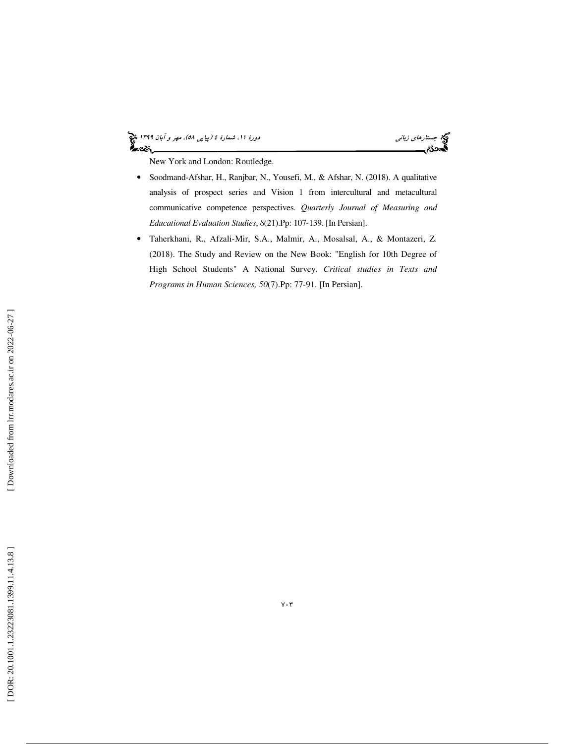New York and London: Routledge.

- Soodmand-Afshar, H., Ranjbar, N., Yousefi, M., & Afshar, N. (2018). A qualitative analysis of prospect series and Vision 1 from intercultural and metacultural communicative competence perspectives. *Quarterly Journal of Measuring and Educational Evaluation Studies*, *8*(21).Pp: 107-139. [In Persian].
- Taherkhani, R., Afzali-Mir, S.A., Malmir, A., Mosalsal, A., & Montazeri, Z. (2018). The Study and Review on the New Book: "English for 10th Degree of High School Students" A National Survey. *Critical studies in Texts and Programs in Human Sciences, 50*(7).Pp: 77-91. [In Persian].